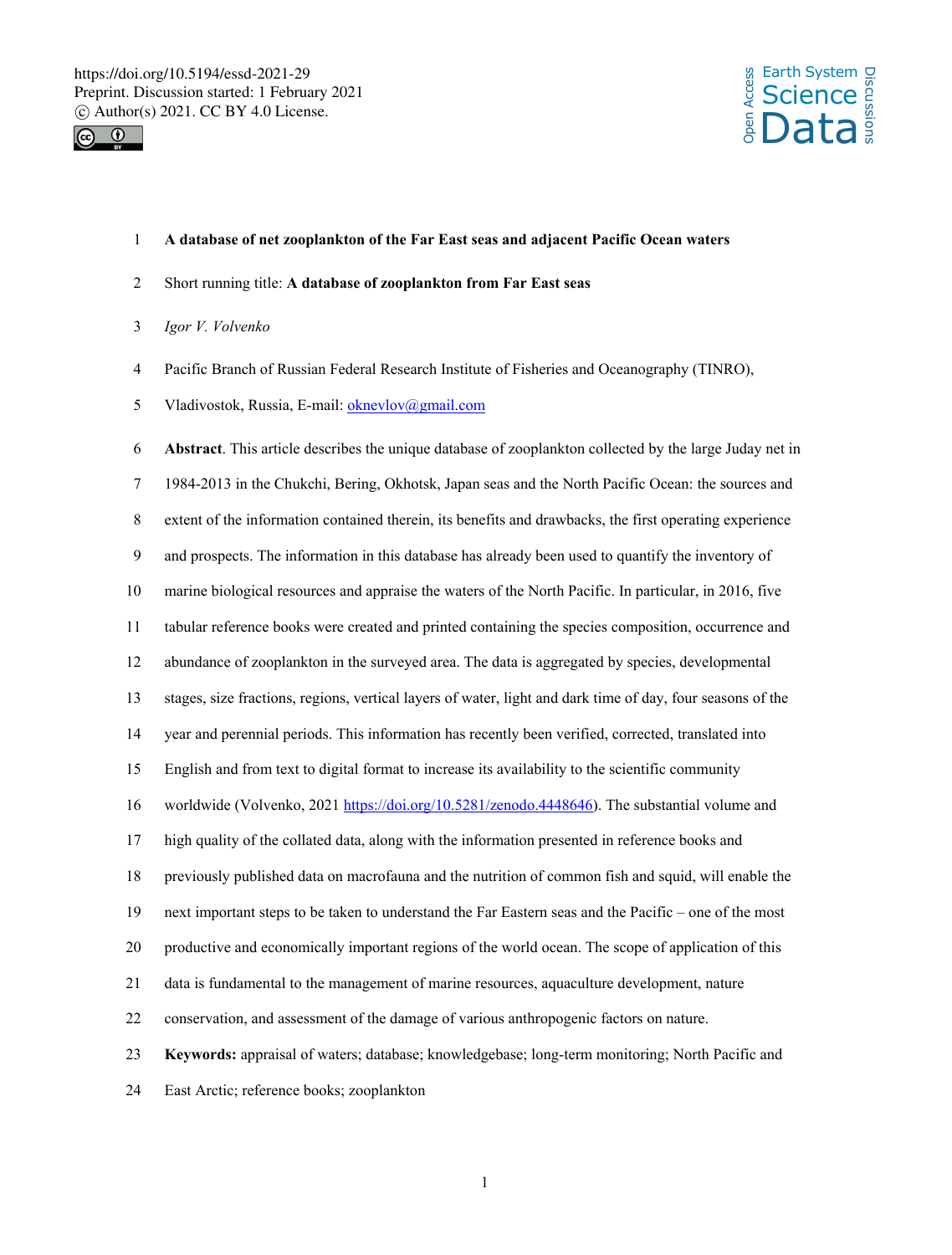# A database of net zooplankton of the Far East seas and adjacent Pacific Ocean waters

Short running title: **A database of zooplankton from Far East seas**

*Igor V. Volvenko*

Pacific Branch of Russian Federal Research Institute of Fisheries and Oceanography (TINRO), Vladivostok, Russia, E-mail: oknevlov@gmail.com

**Abstract**. This article describes the unique database of zooplankton collected by the large Juday net in 1984-2013 in the Chukchi, Bering, Okhotsk, Japan seas and the North Pacific Ocean: the sources and extent of the information contained therein, its benefits and drawbacks, the first operating experience and prospects. The information in this database has already been used to quantify the inventory of marine biological resources and appraise the waters of the North Pacific. In particular, in 2016, five tabular reference books were created and printed containing the species composition, occurrence and abundance of zooplankton in the surveyed area. The data is aggregated by species, developmental stages, size fractions, regions, vertical layers of water, light and dark time of day, four seasons of the year and perennial periods. This information has recently been verified, corrected, translated into English and from text to digital format to increase its availability to the scientific community worldwide (Volvenko, 2021 https://doi.org/10.5281/zenodo.4448646). The substantial volume and high quality of the collated data, along with the information presented in reference books and previously published data on macrofauna and the nutrition of common fish and squid, will enable the next important steps to be taken to understand the Far Eastern seas and the Pacific – one of the most productive and economically important regions of the world ocean. The scope of application of this data is fundamental to the management of marine resources, aquaculture development, nature conservation, and assessment of the damage of various anthropogenic factors on nature.

**Keywords:** appraisal of waters; database; knowledgebase; long-term monitoring; North Pacific and East Arctic; reference books; zooplankton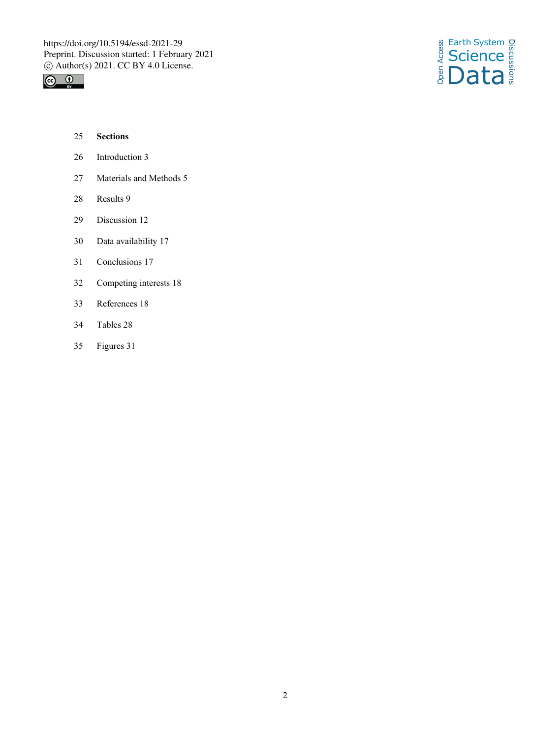**Sections**

Introduction 3

Materials and Methods 5

Results 9

Discussion 12

Data availability 17

Conclusions 17

Competing interests 18

References 18

Tables 28

Figures 31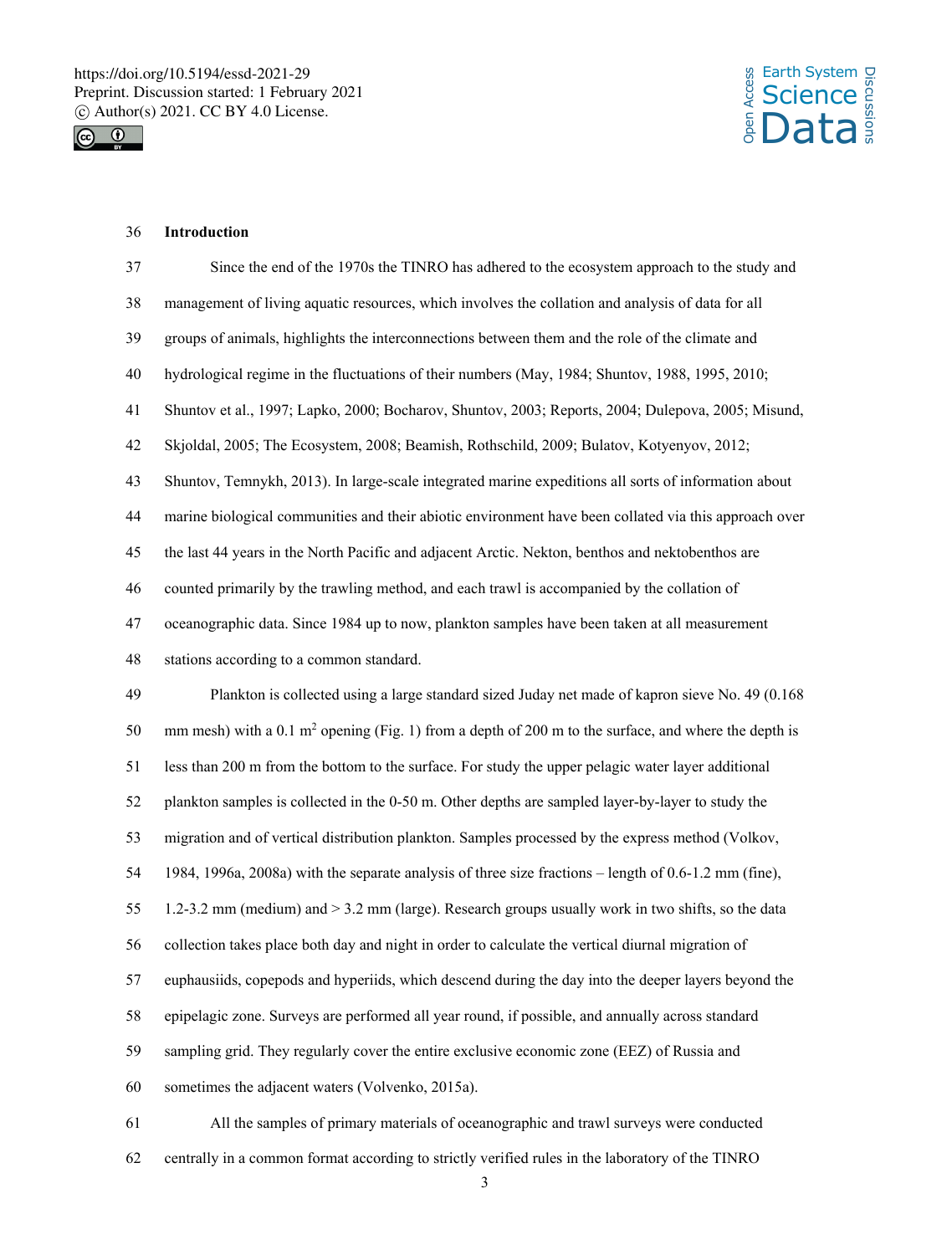## Introduction

Since the end of the 1970s the TINRO has adhered to the ecosystem approach to the study and management of living aquatic resources, which involves the collation and analysis of data for all groups of animals, highlights the interconnections between them and the role of the climate and hydrological regime in the fluctuations of their numbers (May, 1984; Shuntov, 1988, 1995, 2010; Shuntov et al., 1997; Lapko, 2000; Bocharov, Shuntov, 2003; Reports, 2004; Dulepova, 2005; Misund, Skjoldal, 2005; The Ecosystem, 2008; Beamish, Rothschild, 2009; Bulatov, Kotyenyov, 2012; Shuntov, Temnykh, 2013). In large-scale integrated marine expeditions all sorts of information about marine biological communities and their abiotic environment have been collated via this approach over the last 44 years in the North Pacific and adjacent Arctic. Nekton, benthos and nektobenthos are counted primarily by the trawling method, and each trawl is accompanied by the collation of oceanographic data. Since 1984 up to now, plankton samples have been taken at all measurement stations according to a common standard.

Plankton is collected using a large standard sized Juday net made of kapron sieve No. 49 (0.168 mm mesh) with a 0.1 m$^2$ opening (Fig. 1) from a depth of 200 m to the surface, and where the depth is less than 200 m from the bottom to the surface. For study the upper pelagic water layer additional plankton samples is collected in the 0-50 m. Other depths are sampled layer-by-layer to study the migration and of vertical distribution plankton. Samples processed by the express method (Volkov, 1984, 1996a, 2008a) with the separate analysis of three size fractions – length of 0.6-1.2 mm (fine), 1.2-3.2 mm (medium) and > 3.2 mm (large). Research groups usually work in two shifts, so the data collection takes place both day and night in order to calculate the vertical diurnal migration of euphausiids, copepods and hyperiids, which descend during the day into the deeper layers beyond the epipelagic zone. Surveys are performed all year round, if possible, and annually across standard sampling grid. They regularly cover the entire exclusive economic zone (EEZ) of Russia and sometimes the adjacent waters (Volvenko, 2015a).

All the samples of primary materials of oceanographic and trawl surveys were conducted centrally in a common format according to strictly verified rules in the laboratory of the TINRO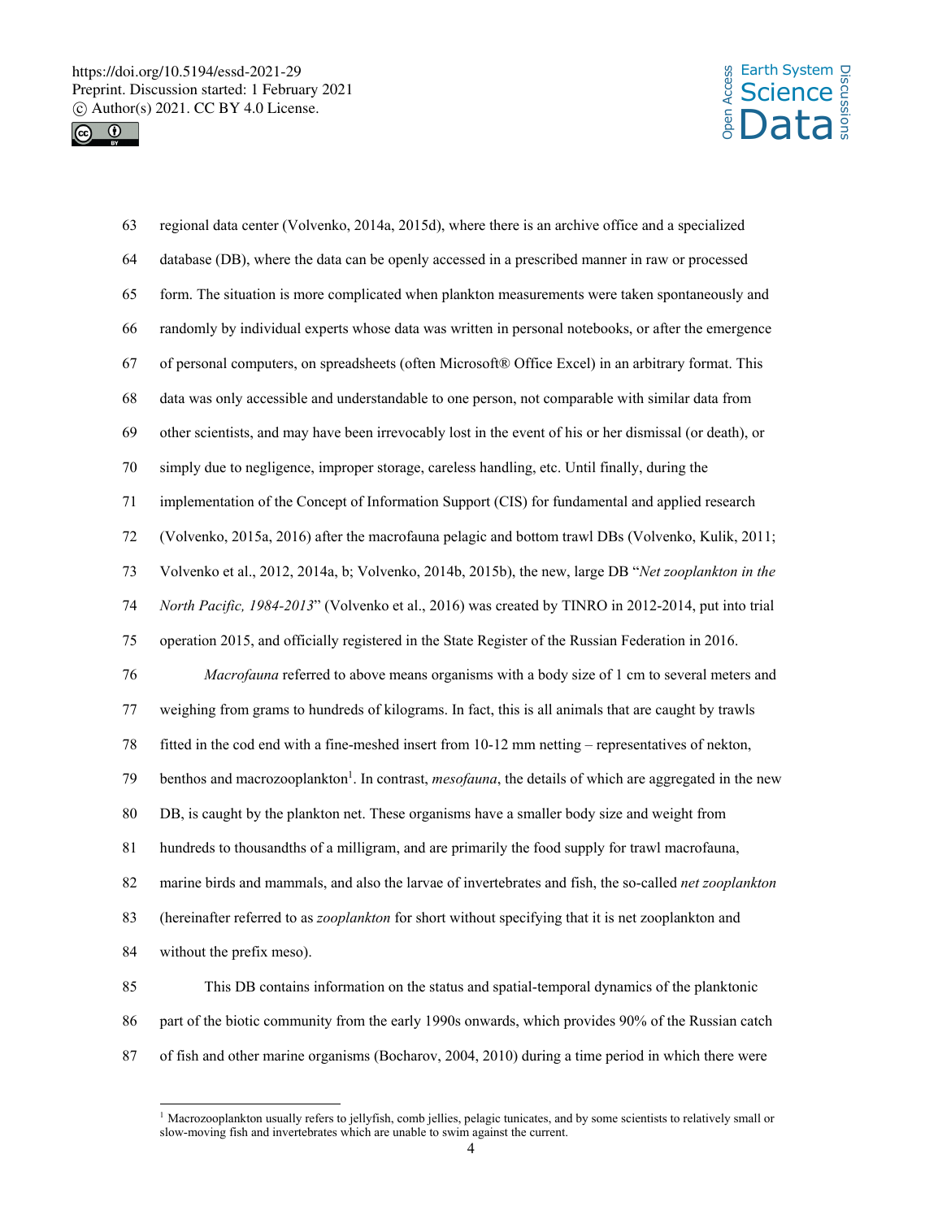regional data center (Volvenko, 2014a, 2015d), where there is an archive office and a specialized database (DB), where the data can be openly accessed in a prescribed manner in raw or processed form. The situation is more complicated when plankton measurements were taken spontaneously and randomly by individual experts whose data was written in personal notebooks, or after the emergence of personal computers, on spreadsheets (often Microsoft® Office Excel) in an arbitrary format. This data was only accessible and understandable to one person, not comparable with similar data from other scientists, and may have been irrevocably lost in the event of his or her dismissal (or death), or simply due to negligence, improper storage, careless handling, etc. Until finally, during the implementation of the Concept of Information Support (CIS) for fundamental and applied research (Volvenko, 2015a, 2016) after the macrofauna pelagic and bottom trawl DBs (Volvenko, Kulik, 2011; Volvenko et al., 2012, 2014a, b; Volvenko, 2014b, 2015b), the new, large DB "*Net zooplankton in the North Pacific, 1984-2013*" (Volvenko et al., 2016) was created by TINRO in 2012-2014, put into trial operation 2015, and officially registered in the State Register of the Russian Federation in 2016.

*Macrofauna* referred to above means organisms with a body size of 1 cm to several meters and weighing from grams to hundreds of kilograms. In fact, this is all animals that are caught by trawls fitted in the cod end with a fine-meshed insert from 10-12 mm netting – representatives of nekton, benthos and macrozooplankton[1]. In contrast, *mesofauna*, the details of which are aggregated in the new DB, is caught by the plankton net. These organisms have a smaller body size and weight from hundreds to thousandths of a milligram, and are primarily the food supply for trawl macrofauna, marine birds and mammals, and also the larvae of invertebrates and fish, the so-called *net zooplankton* (hereinafter referred to as *zooplankton* for short without specifying that it is net zooplankton and without the prefix meso).

This DB contains information on the status and spatial-temporal dynamics of the planktonic part of the biotic community from the early 1990s onwards, which provides 90% of the Russian catch of fish and other marine organisms (Bocharov, 2004, 2010) during a time period in which there were

---

[1] Macrozooplankton usually refers to jellyfish, comb jellies, pelagic tunicates, and by some scientists to relatively small or slow-moving fish and invertebrates which are unable to swim against the current.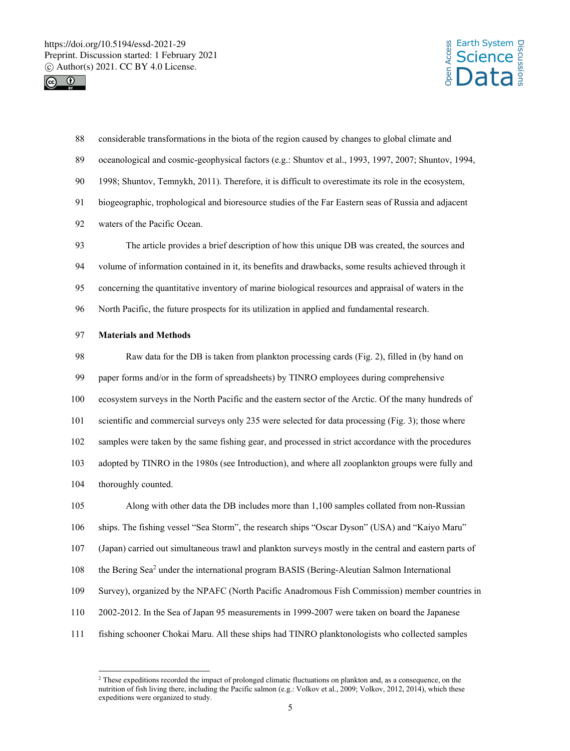considerable transformations in the biota of the region caused by changes to global climate and oceanological and cosmic-geophysical factors (e.g.: Shuntov et al., 1993, 1997, 2007; Shuntov, 1994, 1998; Shuntov, Temnykh, 2011). Therefore, it is difficult to overestimate its role in the ecosystem, biogeographic, trophological and bioresource studies of the Far Eastern seas of Russia and adjacent waters of the Pacific Ocean.

The article provides a brief description of how this unique DB was created, the sources and volume of information contained in it, its benefits and drawbacks, some results achieved through it concerning the quantitative inventory of marine biological resources and appraisal of waters in the North Pacific, the future prospects for its utilization in applied and fundamental research.

## Materials and Methods

Raw data for the DB is taken from plankton processing cards (Fig. 2), filled in (by hand on paper forms and/or in the form of spreadsheets) by TINRO employees during comprehensive ecosystem surveys in the North Pacific and the eastern sector of the Arctic. Of the many hundreds of scientific and commercial surveys only 235 were selected for data processing (Fig. 3); those where samples were taken by the same fishing gear, and processed in strict accordance with the procedures adopted by TINRO in the 1980s (see Introduction), and where all zooplankton groups were fully and thoroughly counted.

Along with other data the DB includes more than 1,100 samples collated from non-Russian ships. The fishing vessel "Sea Storm", the research ships "Oscar Dyson" (USA) and "Kaiyo Maru" (Japan) carried out simultaneous trawl and plankton surveys mostly in the central and eastern parts of the Bering Sea[2] under the international program BASIS (Bering-Aleutian Salmon International Survey), organized by the NPAFC (North Pacific Anadromous Fish Commission) member countries in 2002-2012. In the Sea of Japan 95 measurements in 1999-2007 were taken on board the Japanese fishing schooner Chokai Maru. All these ships had TINRO planktonologists who collected samples

[2] These expeditions recorded the impact of prolonged climatic fluctuations on plankton and, as a consequence, on the nutrition of fish living there, including the Pacific salmon (e.g.: Volkov et al., 2009; Volkov, 2012, 2014), which these expeditions were organized to study.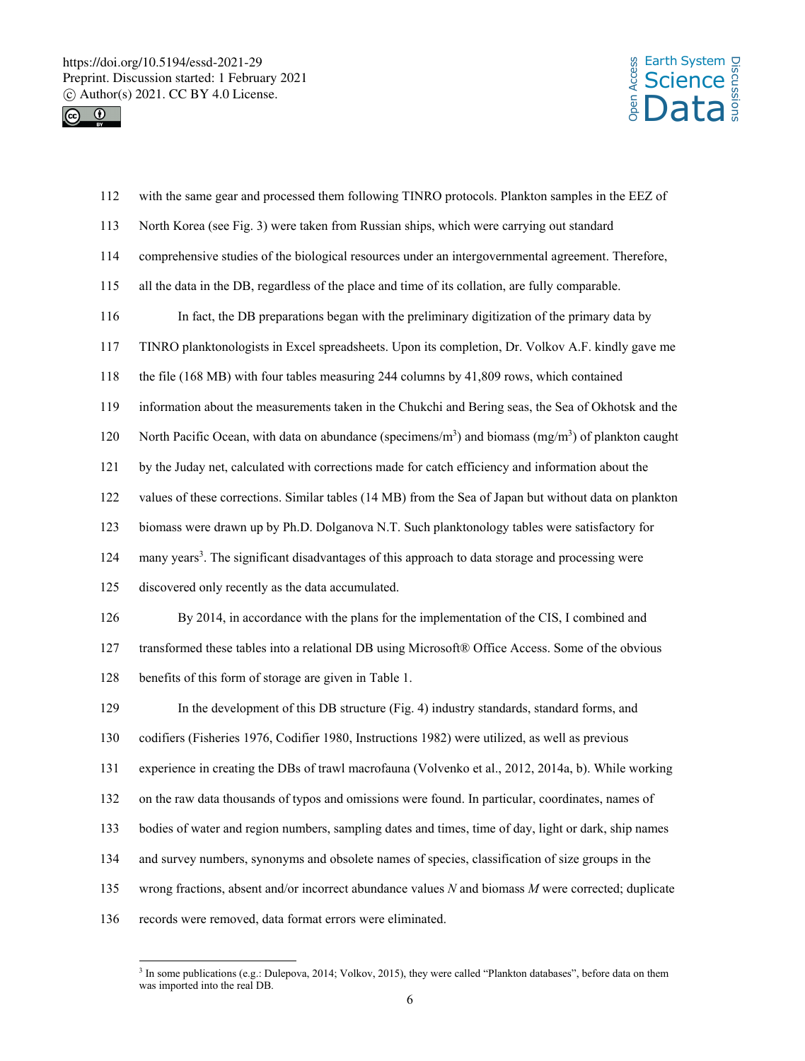with the same gear and processed them following TINRO protocols. Plankton samples in the EEZ of North Korea (see Fig. 3) were taken from Russian ships, which were carrying out standard comprehensive studies of the biological resources under an intergovernmental agreement. Therefore, all the data in the DB, regardless of the place and time of its collation, are fully comparable.

In fact, the DB preparations began with the preliminary digitization of the primary data by TINRO planktonologists in Excel spreadsheets. Upon its completion, Dr. Volkov A.F. kindly gave me the file (168 MB) with four tables measuring 244 columns by 41,809 rows, which contained information about the measurements taken in the Chukchi and Bering seas, the Sea of Okhotsk and the North Pacific Ocean, with data on abundance (specimens/m$^3$) and biomass (mg/m$^3$) of plankton caught by the Juday net, calculated with corrections made for catch efficiency and information about the values of these corrections. Similar tables (14 MB) from the Sea of Japan but without data on plankton biomass were drawn up by Ph.D. Dolganova N.T. Such planktonology tables were satisfactory for many years[3]. The significant disadvantages of this approach to data storage and processing were discovered only recently as the data accumulated.

By 2014, in accordance with the plans for the implementation of the CIS, I combined and transformed these tables into a relational DB using Microsoft® Office Access. Some of the obvious benefits of this form of storage are given in Table 1.

In the development of this DB structure (Fig. 4) industry standards, standard forms, and codifiers (Fisheries 1976, Codifier 1980, Instructions 1982) were utilized, as well as previous experience in creating the DBs of trawl macrofauna (Volvenko et al., 2012, 2014a, b). While working on the raw data thousands of typos and omissions were found. In particular, coordinates, names of bodies of water and region numbers, sampling dates and times, time of day, light or dark, ship names and survey numbers, synonyms and obsolete names of species, classification of size groups in the wrong fractions, absent and/or incorrect abundance values $N$ and biomass $M$ were corrected; duplicate records were removed, data format errors were eliminated.

[3] In some publications (e.g.: Dulepova, 2014; Volkov, 2015), they were called "Plankton databases", before data on them was imported into the real DB.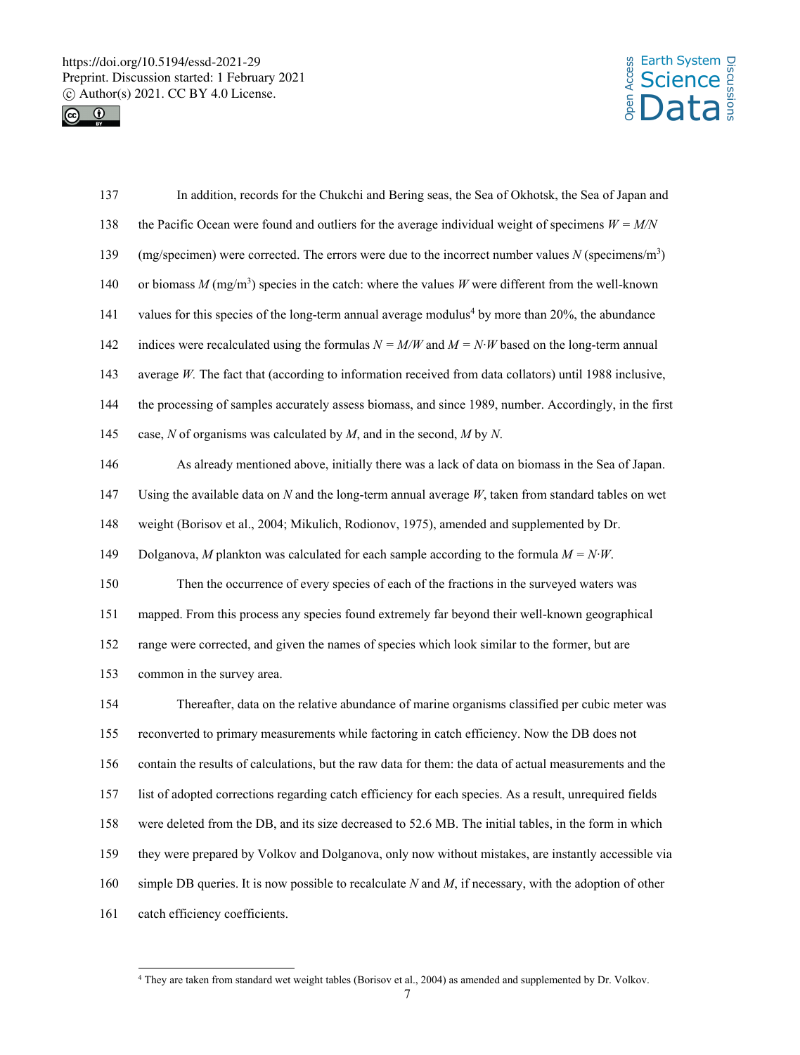In addition, records for the Chukchi and Bering seas, the Sea of Okhotsk, the Sea of Japan and the Pacific Ocean were found and outliers for the average individual weight of specimens $W = M/N$ (mg/specimen) were corrected. The errors were due to the incorrect number values $N$ (specimens/m$^3$) or biomass $M$ (mg/m$^3$) species in the catch: where the values $W$ were different from the well-known values for this species of the long-term annual average modulus[4] by more than 20%, the abundance indices were recalculated using the formulas $N = M/W$ and $M = N{\cdot}W$ based on the long-term annual average $W$. The fact that (according to information received from data collators) until 1988 inclusive, the processing of samples accurately assess biomass, and since 1989, number. Accordingly, in the first case, $N$ of organisms was calculated by $M$, and in the second, $M$ by $N$.

As already mentioned above, initially there was a lack of data on biomass in the Sea of Japan. Using the available data on $N$ and the long-term annual average $W$, taken from standard tables on wet weight (Borisov et al., 2004; Mikulich, Rodionov, 1975), amended and supplemented by Dr. Dolganova, $M$ plankton was calculated for each sample according to the formula $M = N{\cdot}W$.

Then the occurrence of every species of each of the fractions in the surveyed waters was mapped. From this process any species found extremely far beyond their well-known geographical range were corrected, and given the names of species which look similar to the former, but are common in the survey area.

Thereafter, data on the relative abundance of marine organisms classified per cubic meter was reconverted to primary measurements while factoring in catch efficiency. Now the DB does not contain the results of calculations, but the raw data for them: the data of actual measurements and the list of adopted corrections regarding catch efficiency for each species. As a result, unrequired fields were deleted from the DB, and its size decreased to 52.6 MB. The initial tables, in the form in which they were prepared by Volkov and Dolganova, only now without mistakes, are instantly accessible via simple DB queries. It is now possible to recalculate $N$ and $M$, if necessary, with the adoption of other catch efficiency coefficients.

[4] They are taken from standard wet weight tables (Borisov et al., 2004) as amended and supplemented by Dr. Volkov.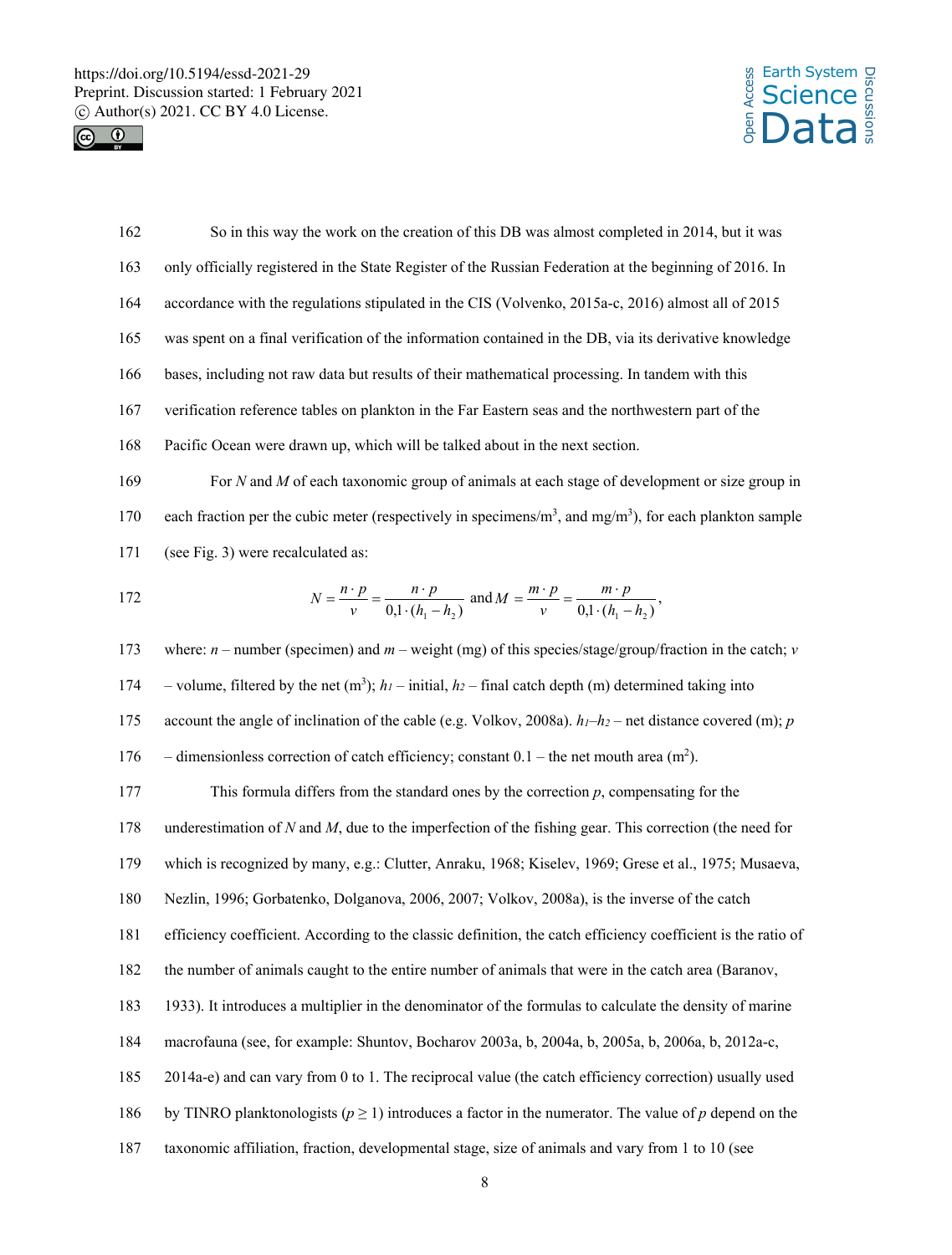So in this way the work on the creation of this DB was almost completed in 2014, but it was only officially registered in the State Register of the Russian Federation at the beginning of 2016. In accordance with the regulations stipulated in the CIS (Volvenko, 2015a-c, 2016) almost all of 2015 was spent on a final verification of the information contained in the DB, via its derivative knowledge bases, including not raw data but results of their mathematical processing. In tandem with this verification reference tables on plankton in the Far Eastern seas and the northwestern part of the Pacific Ocean were drawn up, which will be talked about in the next section.

For $N$ and $M$ of each taxonomic group of animals at each stage of development or size group in each fraction per the cubic meter (respectively in specimens/m$^3$, and mg/m$^3$), for each plankton sample (see Fig. 3) were recalculated as:

$$N = \frac{n \cdot p}{v} = \frac{n \cdot p}{0{,}1 \cdot (h_1 - h_2)} \text{ and } M = \frac{m \cdot p}{v} = \frac{m \cdot p}{0{,}1 \cdot (h_1 - h_2)},$$

where: $n$ – number (specimen) and $m$ – weight (mg) of this species/stage/group/fraction in the catch; $v$ – volume, filtered by the net (m$^3$); $h_1$ – initial, $h_2$ – final catch depth (m) determined taking into account the angle of inclination of the cable (e.g. Volkov, 2008a). $h_1$–$h_2$ – net distance covered (m); $p$ – dimensionless correction of catch efficiency; constant 0.1 – the net mouth area (m$^2$).

This formula differs from the standard ones by the correction $p$, compensating for the underestimation of $N$ and $M$, due to the imperfection of the fishing gear. This correction (the need for which is recognized by many, e.g.: Clutter, Anraku, 1968; Kiselev, 1969; Grese et al., 1975; Musaeva, Nezlin, 1996; Gorbatenko, Dolganova, 2006, 2007; Volkov, 2008a), is the inverse of the catch efficiency coefficient. According to the classic definition, the catch efficiency coefficient is the ratio of the number of animals caught to the entire number of animals that were in the catch area (Baranov, 1933). It introduces a multiplier in the denominator of the formulas to calculate the density of marine macrofauna (see, for example: Shuntov, Bocharov 2003a, b, 2004a, b, 2005a, b, 2006a, b, 2012a-c, 2014a-e) and can vary from 0 to 1. The reciprocal value (the catch efficiency correction) usually used by TINRO planktonologists ($p \geq 1$) introduces a factor in the numerator. The value of $p$ depend on the taxonomic affiliation, fraction, developmental stage, size of animals and vary from 1 to 10 (see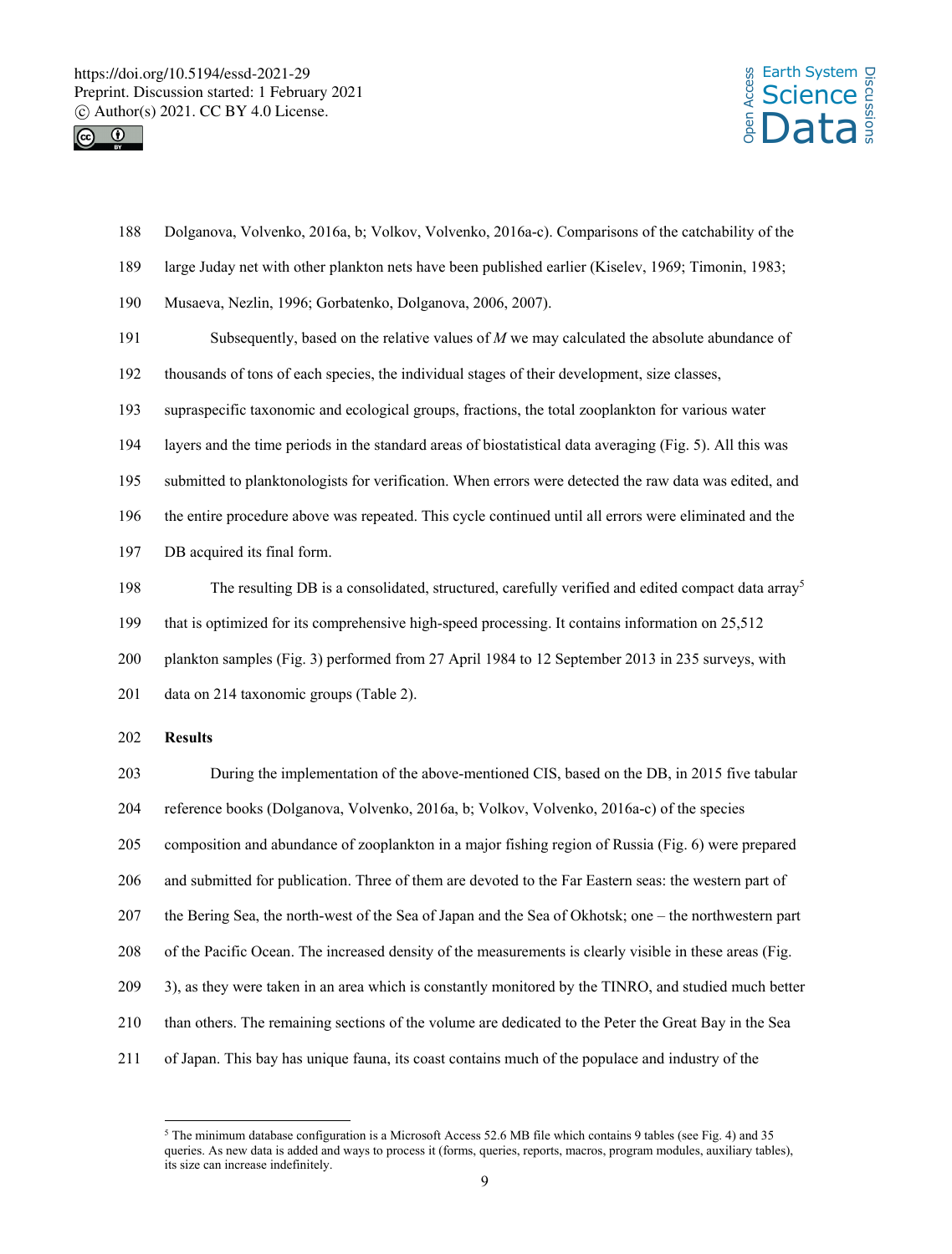Dolganova, Volvenko, 2016a, b; Volkov, Volvenko, 2016a-c). Comparisons of the catchability of the large Juday net with other plankton nets have been published earlier (Kiselev, 1969; Timonin, 1983; Musaeva, Nezlin, 1996; Gorbatenko, Dolganova, 2006, 2007).

Subsequently, based on the relative values of *M* we may calculated the absolute abundance of thousands of tons of each species, the individual stages of their development, size classes, supraspecific taxonomic and ecological groups, fractions, the total zooplankton for various water layers and the time periods in the standard areas of biostatistical data averaging (Fig. 5). All this was submitted to planktonologists for verification. When errors were detected the raw data was edited, and the entire procedure above was repeated. This cycle continued until all errors were eliminated and the DB acquired its final form.

The resulting DB is a consolidated, structured, carefully verified and edited compact data array[5] that is optimized for its comprehensive high-speed processing. It contains information on 25,512 plankton samples (Fig. 3) performed from 27 April 1984 to 12 September 2013 in 235 surveys, with data on 214 taxonomic groups (Table 2).

**Results**

During the implementation of the above-mentioned CIS, based on the DB, in 2015 five tabular reference books (Dolganova, Volvenko, 2016a, b; Volkov, Volvenko, 2016a-c) of the species composition and abundance of zooplankton in a major fishing region of Russia (Fig. 6) were prepared and submitted for publication. Three of them are devoted to the Far Eastern seas: the western part of the Bering Sea, the north-west of the Sea of Japan and the Sea of Okhotsk; one – the northwestern part of the Pacific Ocean. The increased density of the measurements is clearly visible in these areas (Fig. 3), as they were taken in an area which is constantly monitored by the TINRO, and studied much better than others. The remaining sections of the volume are dedicated to the Peter the Great Bay in the Sea of Japan. This bay has unique fauna, its coast contains much of the populace and industry of the

[5] The minimum database configuration is a Microsoft Access 52.6 MB file which contains 9 tables (see Fig. 4) and 35 queries. As new data is added and ways to process it (forms, queries, reports, macros, program modules, auxiliary tables), its size can increase indefinitely.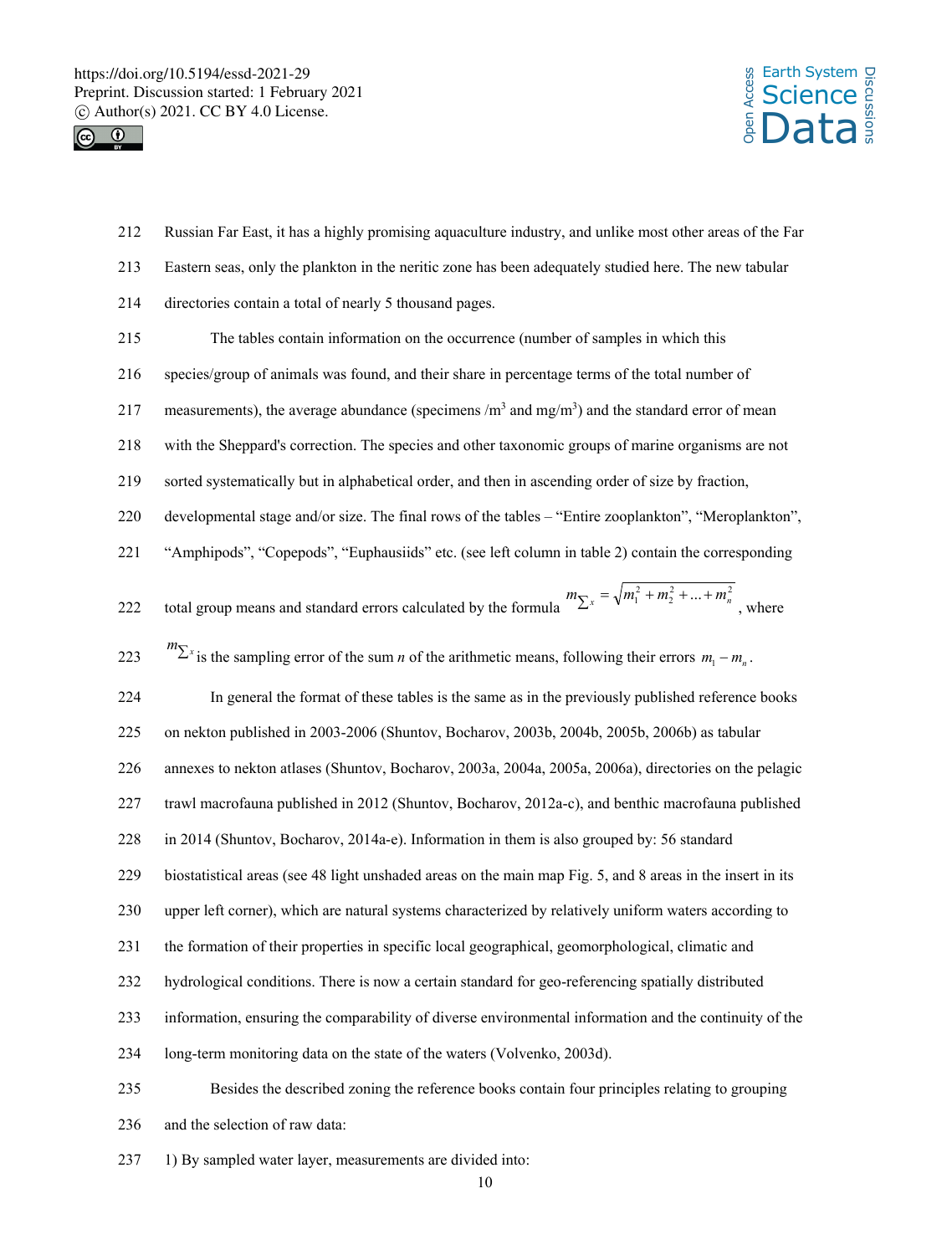Russian Far East, it has a highly promising aquaculture industry, and unlike most other areas of the Far Eastern seas, only the plankton in the neritic zone has been adequately studied here. The new tabular directories contain a total of nearly 5 thousand pages.

The tables contain information on the occurrence (number of samples in which this species/group of animals was found, and their share in percentage terms of the total number of measurements), the average abundance (specimens /m$^3$ and mg/m$^3$) and the standard error of mean with the Sheppard's correction. The species and other taxonomic groups of marine organisms are not sorted systematically but in alphabetical order, and then in ascending order of size by fraction, developmental stage and/or size. The final rows of the tables – "Entire zooplankton", "Meroplankton", "Amphipods", "Copepods", "Euphausiids" etc. (see left column in table 2) contain the corresponding total group means and standard errors calculated by the formula $m_{\sum x} = \sqrt{m_1^2 + m_2^2 + ... + m_n^2}$, where $m_{\sum x}$ is the sampling error of the sum $n$ of the arithmetic means, following their errors $m_1 - m_n$.

In general the format of these tables is the same as in the previously published reference books on nekton published in 2003-2006 (Shuntov, Bocharov, 2003b, 2004b, 2005b, 2006b) as tabular annexes to nekton atlases (Shuntov, Bocharov, 2003a, 2004a, 2005a, 2006a), directories on the pelagic trawl macrofauna published in 2012 (Shuntov, Bocharov, 2012a-c), and benthic macrofauna published in 2014 (Shuntov, Bocharov, 2014a-e). Information in them is also grouped by: 56 standard biostatistical areas (see 48 light unshaded areas on the main map Fig. 5, and 8 areas in the insert in its upper left corner), which are natural systems characterized by relatively uniform waters according to the formation of their properties in specific local geographical, geomorphological, climatic and hydrological conditions. There is now a certain standard for geo-referencing spatially distributed information, ensuring the comparability of diverse environmental information and the continuity of the long-term monitoring data on the state of the waters (Volvenko, 2003d).

Besides the described zoning the reference books contain four principles relating to grouping and the selection of raw data:

1) By sampled water layer, measurements are divided into: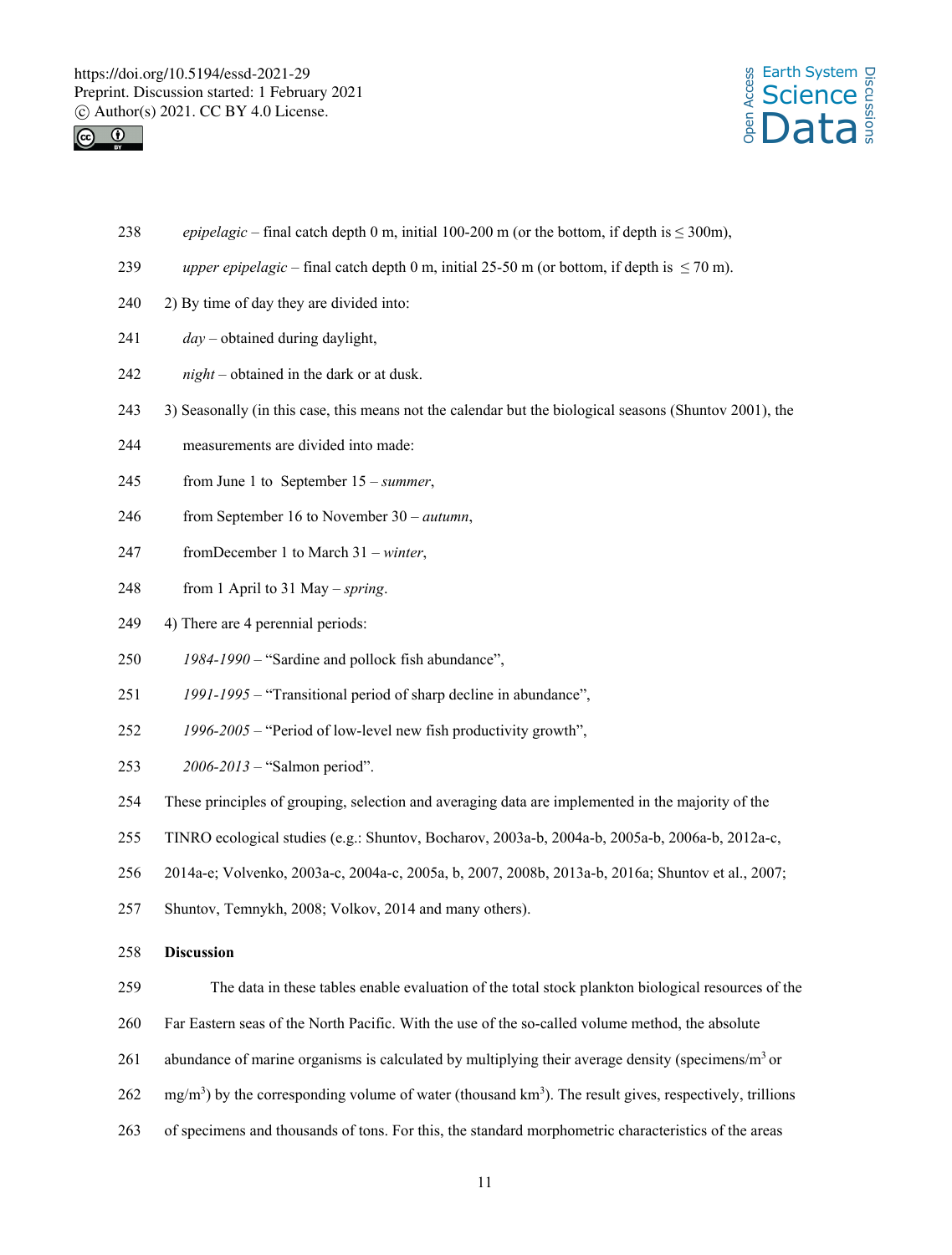*epipelagic* – final catch depth 0 m, initial 100-200 m (or the bottom, if depth is ≤ 300m),

*upper epipelagic* – final catch depth 0 m, initial 25-50 m (or bottom, if depth is ≤ 70 m).

2) By time of day they are divided into:

*day* – obtained during daylight,

*night* – obtained in the dark or at dusk.

3) Seasonally (in this case, this means not the calendar but the biological seasons (Shuntov 2001), the measurements are divided into made:

from June 1 to September 15 – *summer*,

from September 16 to November 30 – *autumn*,

fromDecember 1 to March 31 – *winter*,

from 1 April to 31 May – *spring*.

4) There are 4 perennial periods:

*1984-1990* – “Sardine and pollock fish abundance”,

*1991-1995* – “Transitional period of sharp decline in abundance”,

*1996-2005* – “Period of low-level new fish productivity growth”,

*2006-2013* – “Salmon period”.

These principles of grouping, selection and averaging data are implemented in the majority of the TINRO ecological studies (e.g.: Shuntov, Bocharov, 2003a-b, 2004a-b, 2005a-b, 2006a-b, 2012a-c, 2014a-e; Volvenko, 2003a-c, 2004a-c, 2005a, b, 2007, 2008b, 2013a-b, 2016a; Shuntov et al., 2007; Shuntov, Temnykh, 2008; Volkov, 2014 and many others).

## Discussion

The data in these tables enable evaluation of the total stock plankton biological resources of the Far Eastern seas of the North Pacific. With the use of the so-called volume method, the absolute abundance of marine organisms is calculated by multiplying their average density (specimens/m$^3$ or mg/m$^3$) by the corresponding volume of water (thousand km$^3$). The result gives, respectively, trillions of specimens and thousands of tons. For this, the standard morphometric characteristics of the areas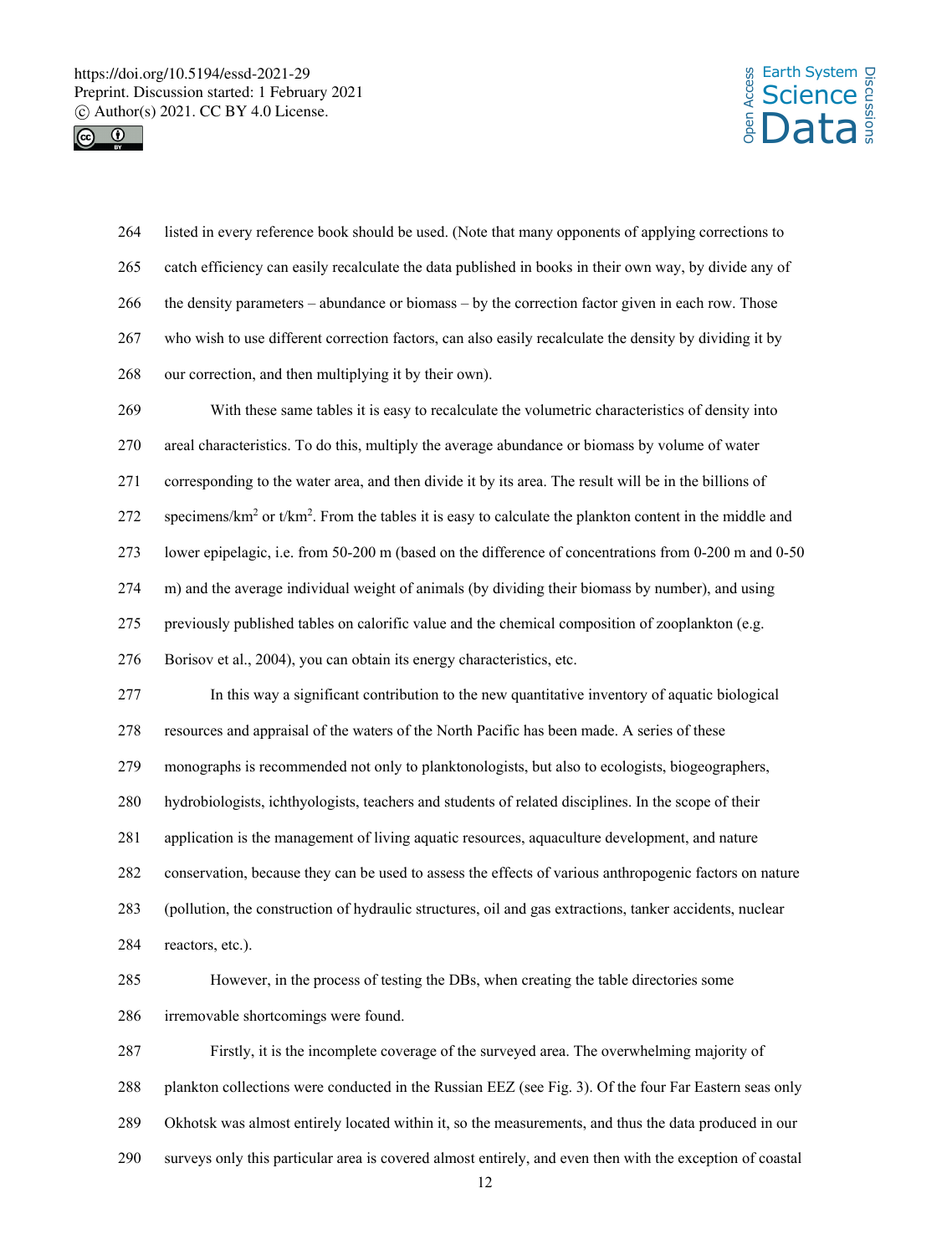listed in every reference book should be used. (Note that many opponents of applying corrections to catch efficiency can easily recalculate the data published in books in their own way, by divide any of the density parameters – abundance or biomass – by the correction factor given in each row. Those who wish to use different correction factors, can also easily recalculate the density by dividing it by our correction, and then multiplying it by their own).

With these same tables it is easy to recalculate the volumetric characteristics of density into areal characteristics. To do this, multiply the average abundance or biomass by volume of water corresponding to the water area, and then divide it by its area. The result will be in the billions of specimens/km$^2$ or t/km$^2$. From the tables it is easy to calculate the plankton content in the middle and lower epipelagic, i.e. from 50-200 m (based on the difference of concentrations from 0-200 m and 0-50 m) and the average individual weight of animals (by dividing their biomass by number), and using previously published tables on calorific value and the chemical composition of zooplankton (e.g. Borisov et al., 2004), you can obtain its energy characteristics, etc.

In this way a significant contribution to the new quantitative inventory of aquatic biological resources and appraisal of the waters of the North Pacific has been made. A series of these monographs is recommended not only to planktonologists, but also to ecologists, biogeographers, hydrobiologists, ichthyologists, teachers and students of related disciplines. In the scope of their application is the management of living aquatic resources, aquaculture development, and nature conservation, because they can be used to assess the effects of various anthropogenic factors on nature (pollution, the construction of hydraulic structures, oil and gas extractions, tanker accidents, nuclear reactors, etc.).

However, in the process of testing the DBs, when creating the table directories some irremovable shortcomings were found.

Firstly, it is the incomplete coverage of the surveyed area. The overwhelming majority of plankton collections were conducted in the Russian EEZ (see Fig. 3). Of the four Far Eastern seas only Okhotsk was almost entirely located within it, so the measurements, and thus the data produced in our surveys only this particular area is covered almost entirely, and even then with the exception of coastal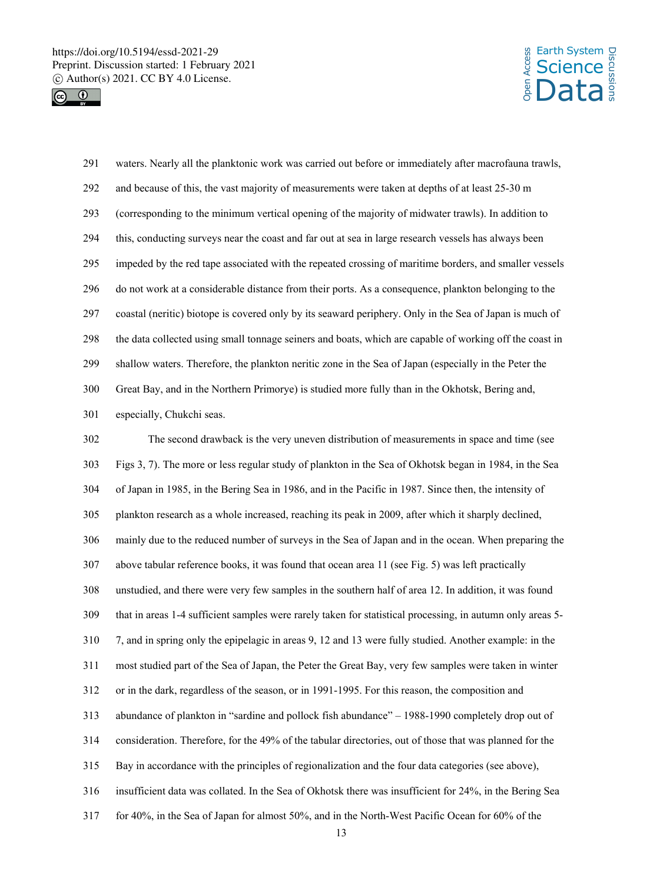waters. Nearly all the planktonic work was carried out before or immediately after macrofauna trawls, and because of this, the vast majority of measurements were taken at depths of at least 25-30 m (corresponding to the minimum vertical opening of the majority of midwater trawls). In addition to this, conducting surveys near the coast and far out at sea in large research vessels has always been impeded by the red tape associated with the repeated crossing of maritime borders, and smaller vessels do not work at a considerable distance from their ports. As a consequence, plankton belonging to the coastal (neritic) biotope is covered only by its seaward periphery. Only in the Sea of Japan is much of the data collected using small tonnage seiners and boats, which are capable of working off the coast in shallow waters. Therefore, the plankton neritic zone in the Sea of Japan (especially in the Peter the Great Bay, and in the Northern Primorye) is studied more fully than in the Okhotsk, Bering and, especially, Chukchi seas.

The second drawback is the very uneven distribution of measurements in space and time (see Figs 3, 7). The more or less regular study of plankton in the Sea of Okhotsk began in 1984, in the Sea of Japan in 1985, in the Bering Sea in 1986, and in the Pacific in 1987. Since then, the intensity of plankton research as a whole increased, reaching its peak in 2009, after which it sharply declined, mainly due to the reduced number of surveys in the Sea of Japan and in the ocean. When preparing the above tabular reference books, it was found that ocean area 11 (see Fig. 5) was left practically unstudied, and there were very few samples in the southern half of area 12. In addition, it was found that in areas 1-4 sufficient samples were rarely taken for statistical processing, in autumn only areas 5-7, and in spring only the epipelagic in areas 9, 12 and 13 were fully studied. Another example: in the most studied part of the Sea of Japan, the Peter the Great Bay, very few samples were taken in winter or in the dark, regardless of the season, or in 1991-1995. For this reason, the composition and abundance of plankton in "sardine and pollock fish abundance" – 1988-1990 completely drop out of consideration. Therefore, for the 49% of the tabular directories, out of those that was planned for the Bay in accordance with the principles of regionalization and the four data categories (see above), insufficient data was collated. In the Sea of Okhotsk there was insufficient for 24%, in the Bering Sea for 40%, in the Sea of Japan for almost 50%, and in the North-West Pacific Ocean for 60% of the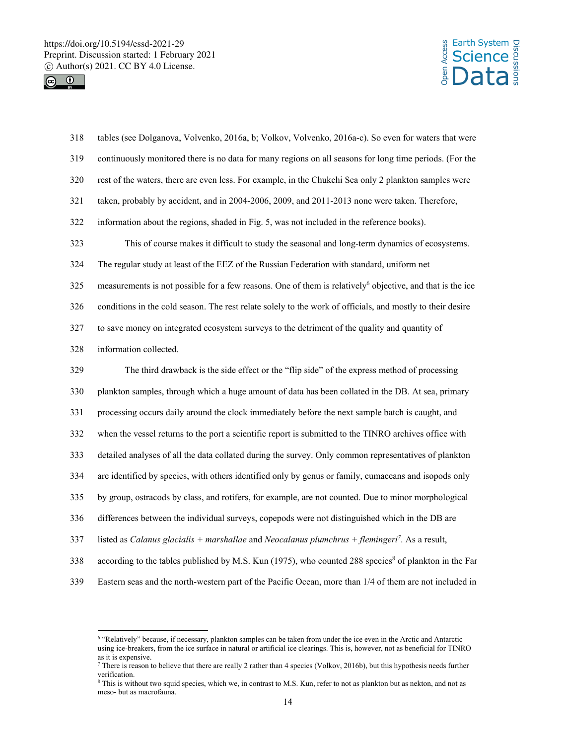tables (see Dolganova, Volvenko, 2016a, b; Volkov, Volvenko, 2016a-c). So even for waters that were continuously monitored there is no data for many regions on all seasons for long time periods. (For the rest of the waters, there are even less. For example, in the Chukchi Sea only 2 plankton samples were taken, probably by accident, and in 2004-2006, 2009, and 2011-2013 none were taken. Therefore, information about the regions, shaded in Fig. 5, was not included in the reference books).

This of course makes it difficult to study the seasonal and long-term dynamics of ecosystems. The regular study at least of the EEZ of the Russian Federation with standard, uniform net measurements is not possible for a few reasons. One of them is relatively[6] objective, and that is the ice conditions in the cold season. The rest relate solely to the work of officials, and mostly to their desire to save money on integrated ecosystem surveys to the detriment of the quality and quantity of information collected.

The third drawback is the side effect or the "flip side" of the express method of processing plankton samples, through which a huge amount of data has been collated in the DB. At sea, primary processing occurs daily around the clock immediately before the next sample batch is caught, and when the vessel returns to the port a scientific report is submitted to the TINRO archives office with detailed analyses of all the data collated during the survey. Only common representatives of plankton are identified by species, with others identified only by genus or family, cumaceans and isopods only by group, ostracods by class, and rotifers, for example, are not counted. Due to minor morphological differences between the individual surveys, copepods were not distinguished which in the DB are listed as *Calanus glacialis + marshallae* and *Neocalanus plumchrus + flemingeri*[7]. As a result, according to the tables published by M.S. Kun (1975), who counted 288 species[8] of plankton in the Far Eastern seas and the north-western part of the Pacific Ocean, more than 1/4 of them are not included in

---

[6] "Relatively" because, if necessary, plankton samples can be taken from under the ice even in the Arctic and Antarctic using ice-breakers, from the ice surface in natural or artificial ice clearings. This is, however, not as beneficial for TINRO as it is expensive.

[7] There is reason to believe that there are really 2 rather than 4 species (Volkov, 2016b), but this hypothesis needs further verification.

[8] This is without two squid species, which we, in contrast to M.S. Kun, refer to not as plankton but as nekton, and not as meso- but as macrofauna.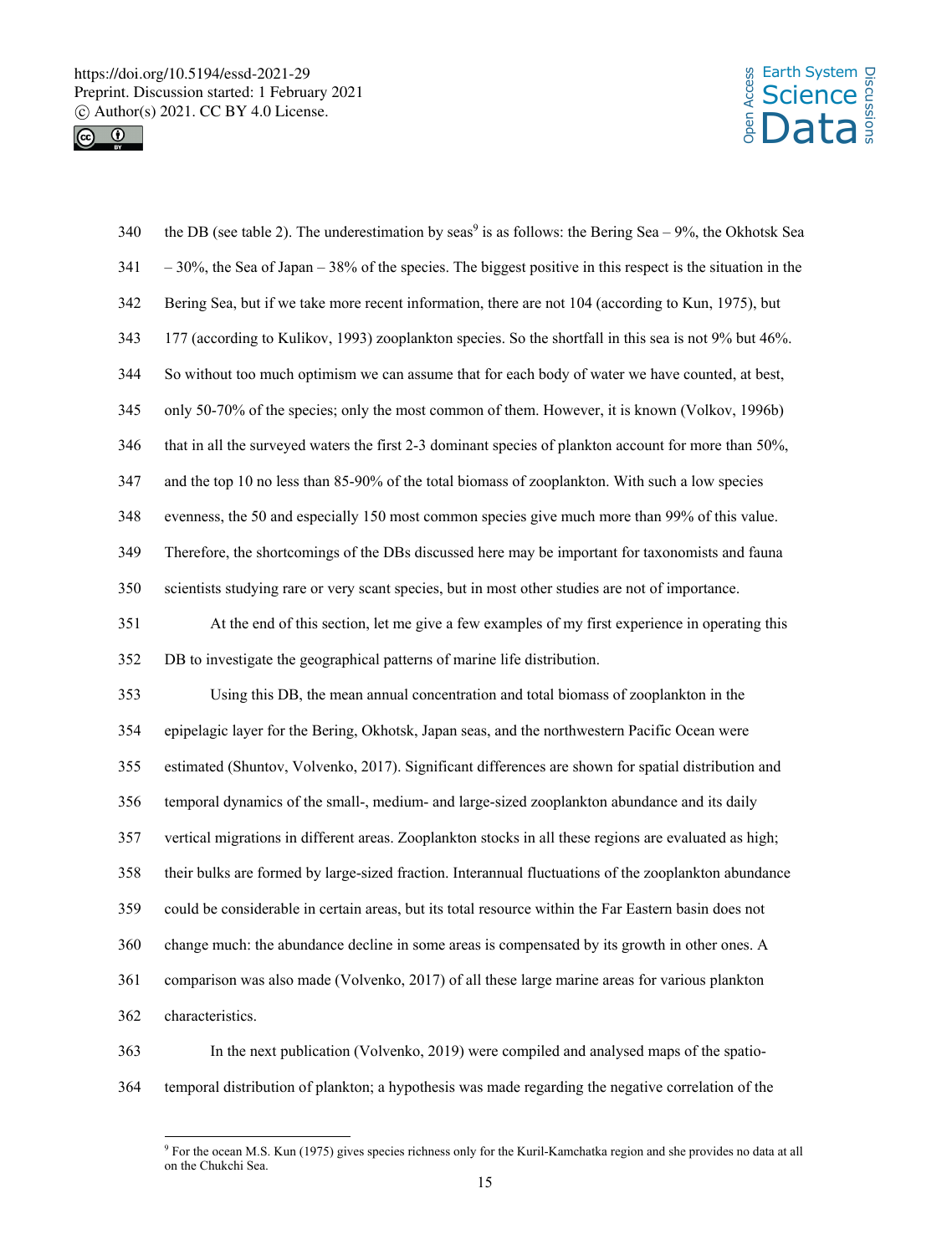the DB (see table 2). The underestimation by seas[9] is as follows: the Bering Sea – 9%, the Okhotsk Sea – 30%, the Sea of Japan – 38% of the species. The biggest positive in this respect is the situation in the Bering Sea, but if we take more recent information, there are not 104 (according to Kun, 1975), but 177 (according to Kulikov, 1993) zooplankton species. So the shortfall in this sea is not 9% but 46%. So without too much optimism we can assume that for each body of water we have counted, at best, only 50-70% of the species; only the most common of them. However, it is known (Volkov, 1996b) that in all the surveyed waters the first 2-3 dominant species of plankton account for more than 50%, and the top 10 no less than 85-90% of the total biomass of zooplankton. With such a low species evenness, the 50 and especially 150 most common species give much more than 99% of this value. Therefore, the shortcomings of the DBs discussed here may be important for taxonomists and fauna scientists studying rare or very scant species, but in most other studies are not of importance.

At the end of this section, let me give a few examples of my first experience in operating this DB to investigate the geographical patterns of marine life distribution.

Using this DB, the mean annual concentration and total biomass of zooplankton in the epipelagic layer for the Bering, Okhotsk, Japan seas, and the northwestern Pacific Ocean were estimated (Shuntov, Volvenko, 2017). Significant differences are shown for spatial distribution and temporal dynamics of the small-, medium- and large-sized zooplankton abundance and its daily vertical migrations in different areas. Zooplankton stocks in all these regions are evaluated as high; their bulks are formed by large-sized fraction. Interannual fluctuations of the zooplankton abundance could be considerable in certain areas, but its total resource within the Far Eastern basin does not change much: the abundance decline in some areas is compensated by its growth in other ones. A comparison was also made (Volvenko, 2017) of all these large marine areas for various plankton characteristics.

In the next publication (Volvenko, 2019) were compiled and analysed maps of the spatio-temporal distribution of plankton; a hypothesis was made regarding the negative correlation of the

[9] For the ocean M.S. Kun (1975) gives species richness only for the Kuril-Kamchatka region and she provides no data at all on the Chukchi Sea.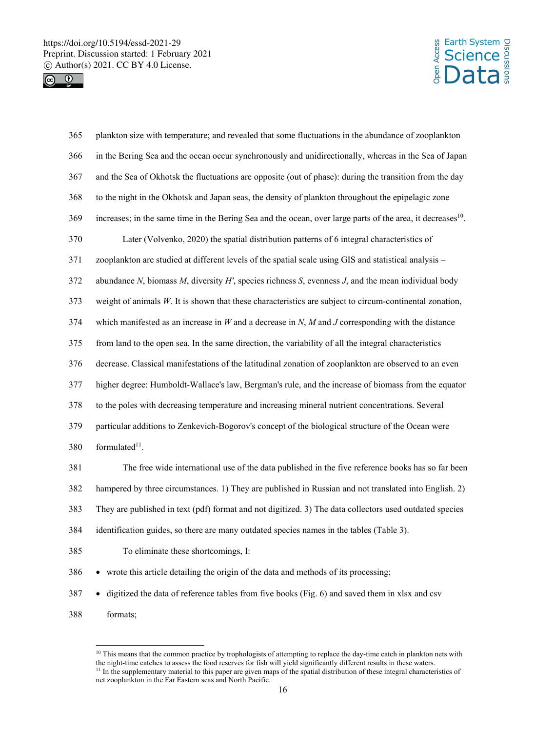plankton size with temperature; and revealed that some fluctuations in the abundance of zooplankton in the Bering Sea and the ocean occur synchronously and unidirectionally, whereas in the Sea of Japan and the Sea of Okhotsk the fluctuations are opposite (out of phase): during the transition from the day to the night in the Okhotsk and Japan seas, the density of plankton throughout the epipelagic zone increases; in the same time in the Bering Sea and the ocean, over large parts of the area, it decreases[10].

Later (Volvenko, 2020) the spatial distribution patterns of 6 integral characteristics of zooplankton are studied at different levels of the spatial scale using GIS and statistical analysis – abundance $N$, biomass $M$, diversity $H'$, species richness $S$, evenness $J$, and the mean individual body weight of animals $W$. It is shown that these characteristics are subject to circum-continental zonation, which manifested as an increase in $W$ and a decrease in $N$, $M$ and $J$ corresponding with the distance from land to the open sea. In the same direction, the variability of all the integral characteristics decrease. Classical manifestations of the latitudinal zonation of zooplankton are observed to an even higher degree: Humboldt-Wallace's law, Bergman's rule, and the increase of biomass from the equator to the poles with decreasing temperature and increasing mineral nutrient concentrations. Several particular additions to Zenkevich-Bogorov's concept of the biological structure of the Ocean were formulated[11].

The free wide international use of the data published in the five reference books has so far been hampered by three circumstances. 1) They are published in Russian and not translated into English. 2) They are published in text (pdf) format and not digitized. 3) The data collectors used outdated species identification guides, so there are many outdated species names in the tables (Table 3).

To eliminate these shortcomings, I:

- wrote this article detailing the origin of the data and methods of its processing;
- digitized the data of reference tables from five books (Fig. 6) and saved them in xlsx and csv formats;

---

[10] This means that the common practice by trophologists of attempting to replace the day-time catch in plankton nets with the night-time catches to assess the food reserves for fish will yield significantly different results in these waters.

[11] In the supplementary material to this paper are given maps of the spatial distribution of these integral characteristics of net zooplankton in the Far Eastern seas and North Pacific.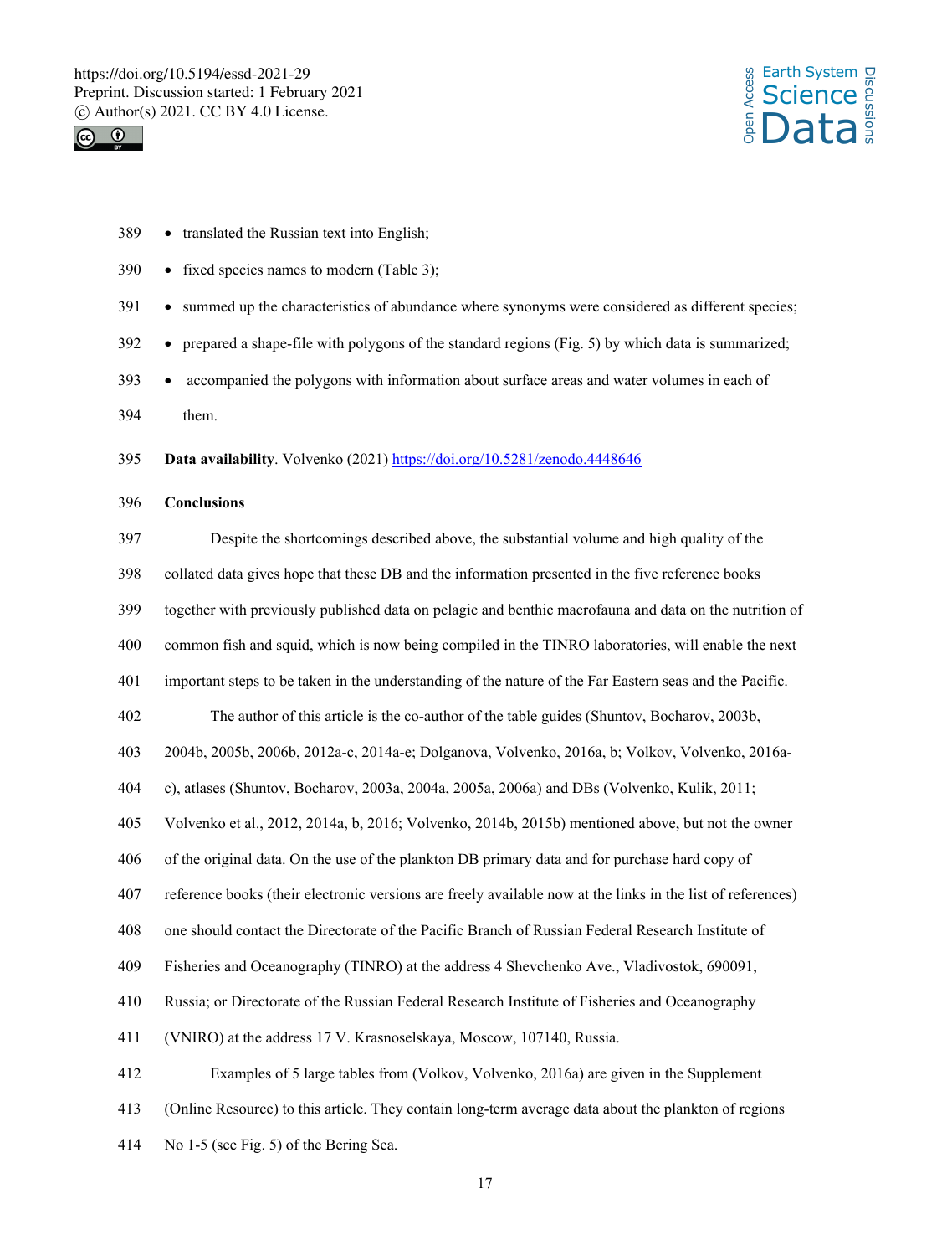- translated the Russian text into English;
- fixed species names to modern (Table 3);
- summed up the characteristics of abundance where synonyms were considered as different species;
- prepared a shape-file with polygons of the standard regions (Fig. 5) by which data is summarized;
- accompanied the polygons with information about surface areas and water volumes in each of them.

**Data availability**. Volvenko (2021) https://doi.org/10.5281/zenodo.4448646

## Conclusions

Despite the shortcomings described above, the substantial volume and high quality of the collated data gives hope that these DB and the information presented in the five reference books together with previously published data on pelagic and benthic macrofauna and data on the nutrition of common fish and squid, which is now being compiled in the TINRO laboratories, will enable the next important steps to be taken in the understanding of the nature of the Far Eastern seas and the Pacific.

The author of this article is the co-author of the table guides (Shuntov, Bocharov, 2003b, 2004b, 2005b, 2006b, 2012a-c, 2014a-e; Dolganova, Volvenko, 2016a, b; Volkov, Volvenko, 2016a-c), atlases (Shuntov, Bocharov, 2003a, 2004a, 2005a, 2006a) and DBs (Volvenko, Kulik, 2011; Volvenko et al., 2012, 2014a, b, 2016; Volvenko, 2014b, 2015b) mentioned above, but not the owner of the original data. On the use of the plankton DB primary data and for purchase hard copy of reference books (their electronic versions are freely available now at the links in the list of references) one should contact the Directorate of the Pacific Branch of Russian Federal Research Institute of Fisheries and Oceanography (TINRO) at the address 4 Shevchenko Ave., Vladivostok, 690091, Russia; or Directorate of the Russian Federal Research Institute of Fisheries and Oceanography (VNIRO) at the address 17 V. Krasnoselskaya, Moscow, 107140, Russia.

Examples of 5 large tables from (Volkov, Volvenko, 2016a) are given in the Supplement (Online Resource) to this article. They contain long-term average data about the plankton of regions No 1-5 (see Fig. 5) of the Bering Sea.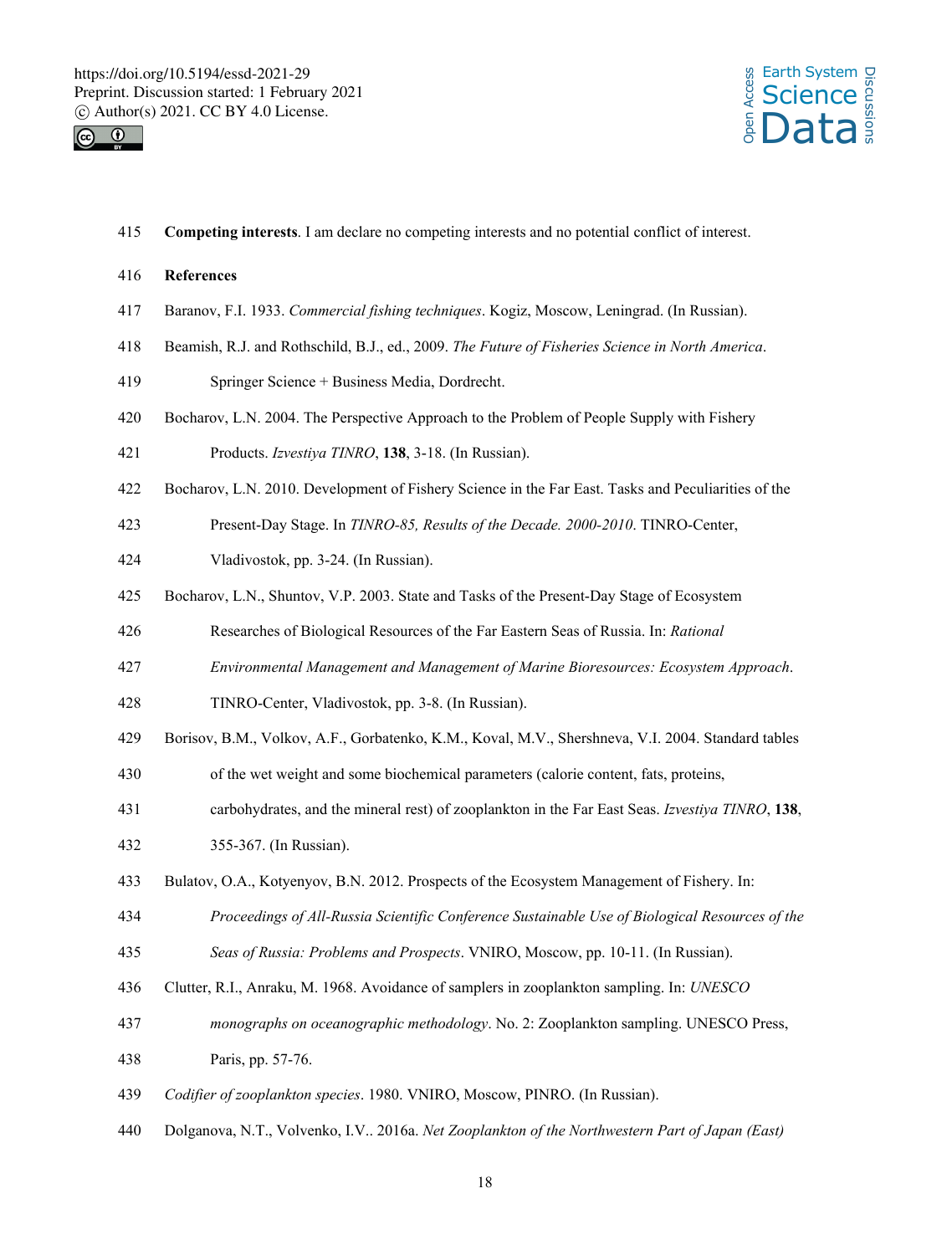**Competing interests**. I am declare no competing interests and no potential conflict of interest.

**References**

Baranov, F.I. 1933. *Commercial fishing techniques*. Kogiz, Moscow, Leningrad. (In Russian).

Beamish, R.J. and Rothschild, B.J., ed., 2009. *The Future of Fisheries Science in North America*. Springer Science + Business Media, Dordrecht.

Bocharov, L.N. 2004. The Perspective Approach to the Problem of People Supply with Fishery Products. *Izvestiya TINRO*, **138**, 3-18. (In Russian).

Bocharov, L.N. 2010. Development of Fishery Science in the Far East. Tasks and Peculiarities of the Present-Day Stage. In *TINRO-85, Results of the Decade. 2000-2010*. TINRO-Center, Vladivostok, pp. 3-24. (In Russian).

Bocharov, L.N., Shuntov, V.P. 2003. State and Tasks of the Present-Day Stage of Ecosystem Researches of Biological Resources of the Far Eastern Seas of Russia. In: *Rational Environmental Management and Management of Marine Bioresources: Ecosystem Approach*. TINRO-Center, Vladivostok, pp. 3-8. (In Russian).

Borisov, B.M., Volkov, A.F., Gorbatenko, K.M., Koval, M.V., Shershneva, V.I. 2004. Standard tables of the wet weight and some biochemical parameters (calorie content, fats, proteins, carbohydrates, and the mineral rest) of zooplankton in the Far East Seas. *Izvestiya TINRO*, **138**, 355-367. (In Russian).

Bulatov, O.A., Kotyenyov, B.N. 2012. Prospects of the Ecosystem Management of Fishery. In: *Proceedings of All-Russia Scientific Conference Sustainable Use of Biological Resources of the Seas of Russia: Problems and Prospects*. VNIRO, Moscow, pp. 10-11. (In Russian).

Clutter, R.I., Anraku, M. 1968. Avoidance of samplers in zooplankton sampling. In: *UNESCO monographs on oceanographic methodology*. No. 2: Zooplankton sampling. UNESCO Press, Paris, pp. 57-76.

*Codifier of zooplankton species*. 1980. VNIRO, Moscow, PINRO. (In Russian).

Dolganova, N.T., Volvenko, I.V.. 2016a. *Net Zooplankton of the Northwestern Part of Japan (East)*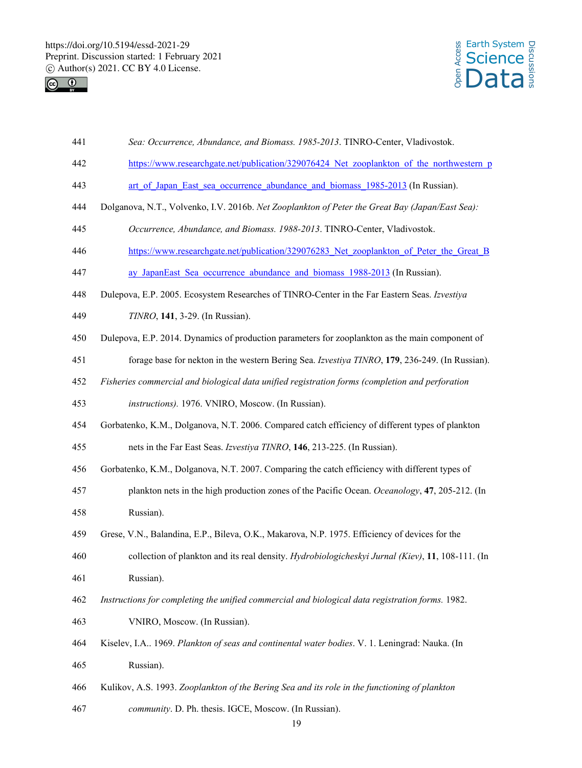*Sea: Occurrence, Abundance, and Biomass. 1985-2013*. TINRO-Center, Vladivostok. https://www.researchgate.net/publication/329076424_Net_zooplankton_of_the_northwestern_part_of_Japan_East_sea_occurrence_abundance_and_biomass_1985-2013 (In Russian).

Dolganova, N.T., Volvenko, I.V. 2016b. *Net Zooplankton of Peter the Great Bay (Japan/East Sea): Occurrence, Abundance, and Biomass. 1988-2013*. TINRO-Center, Vladivostok. https://www.researchgate.net/publication/329076283_Net_zooplankton_of_Peter_the_Great_Bay_JapanEast_Sea_occurrence_abundance_and_biomass_1988-2013 (In Russian).

Dulepova, E.P. 2005. Ecosystem Researches of TINRO-Center in the Far Eastern Seas. *Izvestiya TINRO*, **141**, 3-29. (In Russian).

Dulepova, E.P. 2014. Dynamics of production parameters for zooplankton as the main component of forage base for nekton in the western Bering Sea. *Izvestiya TINRO*, **179**, 236-249. (In Russian).

*Fisheries commercial and biological data unified registration forms (completion and perforation instructions).* 1976. VNIRO, Moscow. (In Russian).

Gorbatenko, K.M., Dolganova, N.T. 2006. Compared catch efficiency of different types of plankton nets in the Far East Seas. *Izvestiya TINRO*, **146**, 213-225. (In Russian).

Gorbatenko, K.M., Dolganova, N.T. 2007. Comparing the catch efficiency with different types of plankton nets in the high production zones of the Pacific Ocean. *Oceanology*, **47**, 205-212. (In Russian).

Grese, V.N., Balandina, E.P., Bileva, O.K., Makarova, N.P. 1975. Efficiency of devices for the collection of plankton and its real density. *Hydrobiologicheskyi Jurnal (Kiev)*, **11**, 108-111. (In Russian).

*Instructions for completing the unified commercial and biological data registration forms.* 1982. VNIRO, Moscow. (In Russian).

Kiselev, I.A.. 1969. *Plankton of seas and continental water bodies*. V. 1. Leningrad: Nauka. (In Russian).

Kulikov, A.S. 1993. *Zooplankton of the Bering Sea and its role in the functioning of plankton community*. D. Ph. thesis. IGCE, Moscow. (In Russian).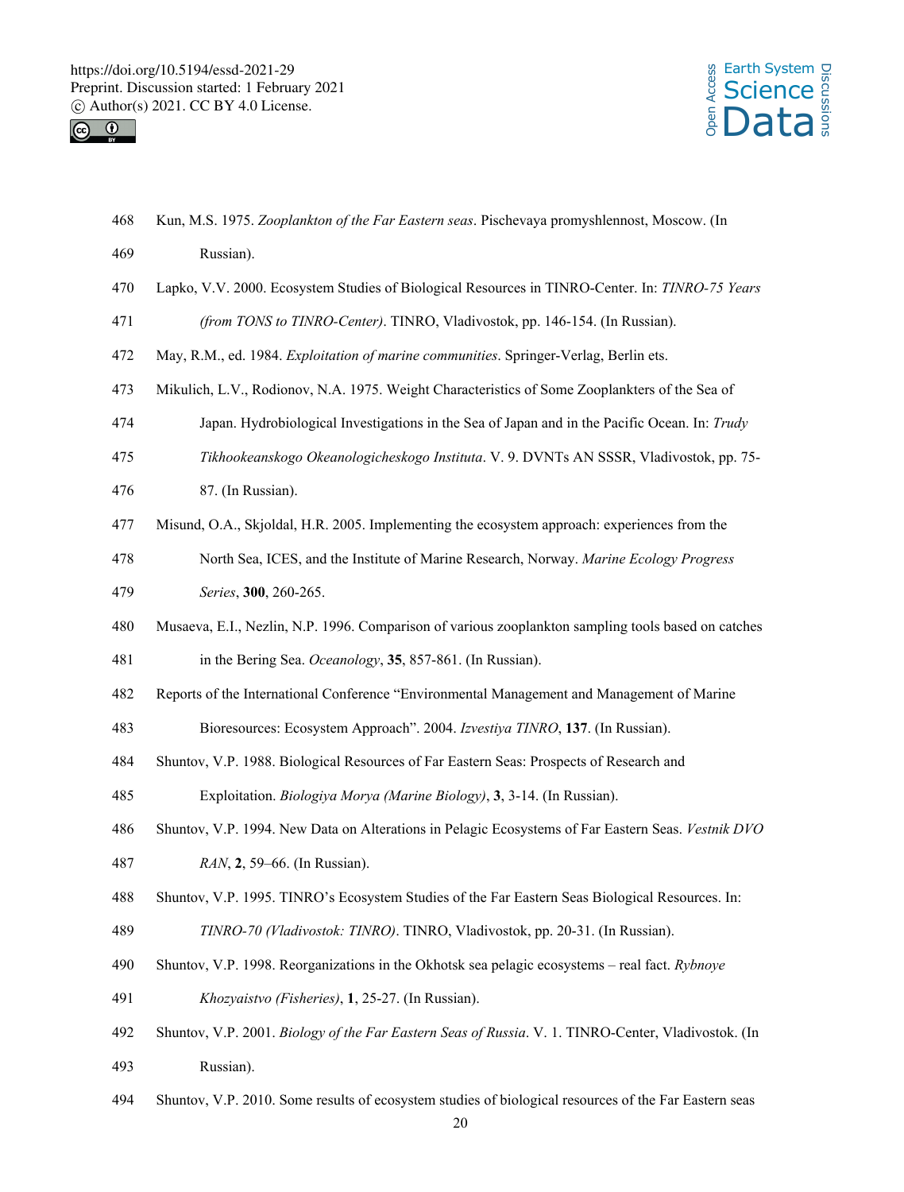Kun, M.S. 1975. *Zooplankton of the Far Eastern seas*. Pischevaya promyshlennost, Moscow. (In Russian).

Lapko, V.V. 2000. Ecosystem Studies of Biological Resources in TINRO-Center. In: *TINRO-75 Years (from TONS to TINRO-Center)*. TINRO, Vladivostok, pp. 146-154. (In Russian).

May, R.M., ed. 1984. *Exploitation of marine communities*. Springer-Verlag, Berlin ets.

Mikulich, L.V., Rodionov, N.A. 1975. Weight Characteristics of Some Zooplankters of the Sea of Japan. Hydrobiological Investigations in the Sea of Japan and in the Pacific Ocean. In: *Trudy Tikhookeanskogo Okeanologicheskogo Instituta*. V. 9. DVNTs AN SSSR, Vladivostok, pp. 75-87. (In Russian).

Misund, O.A., Skjoldal, H.R. 2005. Implementing the ecosystem approach: experiences from the North Sea, ICES, and the Institute of Marine Research, Norway. *Marine Ecology Progress Series*, **300**, 260-265.

Musaeva, E.I., Nezlin, N.P. 1996. Comparison of various zooplankton sampling tools based on catches in the Bering Sea. *Oceanology*, **35**, 857-861. (In Russian).

Reports of the International Conference "Environmental Management and Management of Marine Bioresources: Ecosystem Approach". 2004. *Izvestiya TINRO*, **137**. (In Russian).

Shuntov, V.P. 1988. Biological Resources of Far Eastern Seas: Prospects of Research and Exploitation. *Biologiya Morya (Marine Biology)*, **3**, 3-14. (In Russian).

Shuntov, V.P. 1994. New Data on Alterations in Pelagic Ecosystems of Far Eastern Seas. *Vestnik DVO RAN*, **2**, 59–66. (In Russian).

Shuntov, V.P. 1995. TINRO's Ecosystem Studies of the Far Eastern Seas Biological Resources. In: *TINRO-70 (Vladivostok: TINRO)*. TINRO, Vladivostok, pp. 20-31. (In Russian).

Shuntov, V.P. 1998. Reorganizations in the Okhotsk sea pelagic ecosystems – real fact. *Rybnoye Khozyaistvo (Fisheries)*, **1**, 25-27. (In Russian).

Shuntov, V.P. 2001. *Biology of the Far Eastern Seas of Russia*. V. 1. TINRO-Center, Vladivostok. (In Russian).

Shuntov, V.P. 2010. Some results of ecosystem studies of biological resources of the Far Eastern seas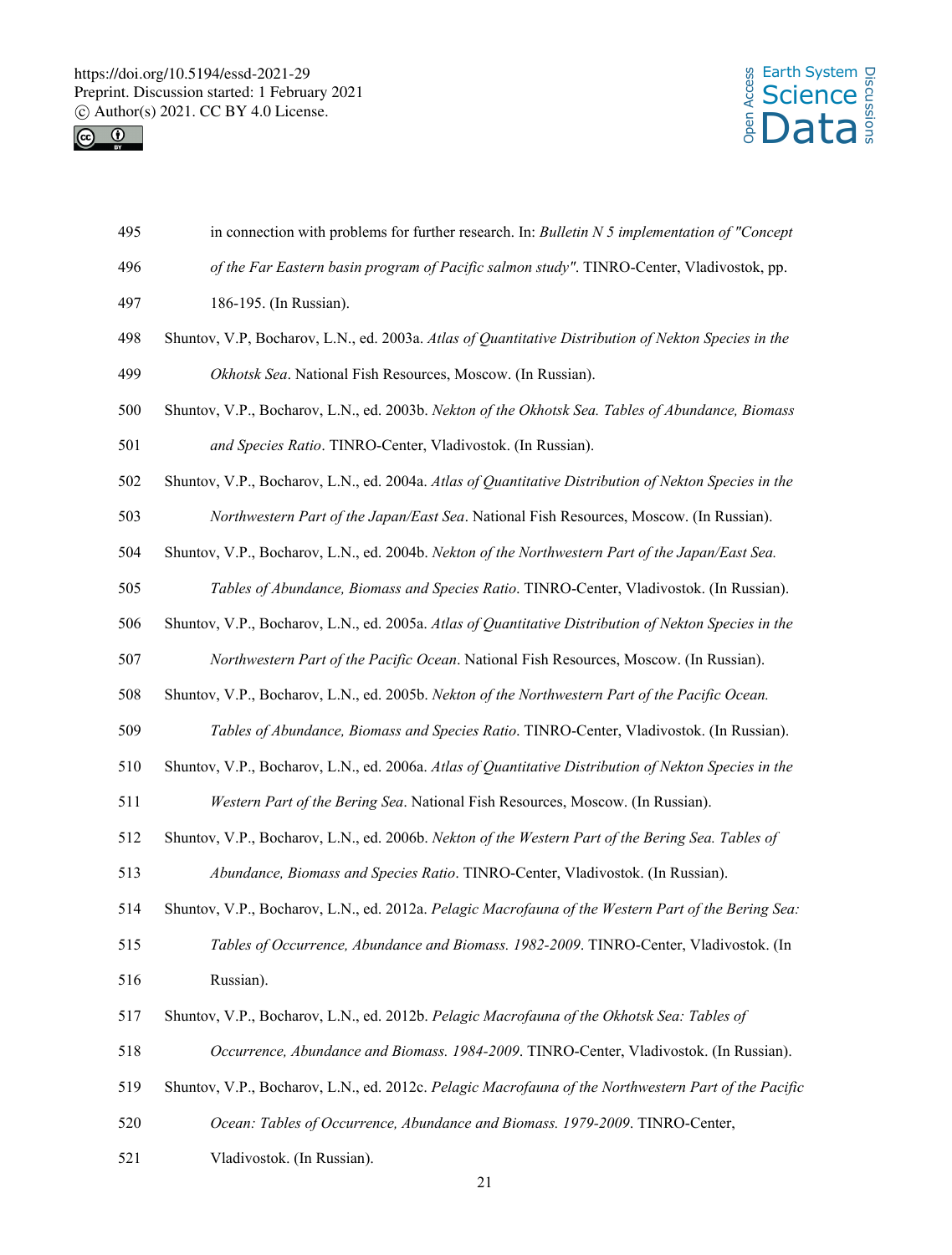in connection with problems for further research. In: *Bulletin N 5 implementation of "Concept of the Far Eastern basin program of Pacific salmon study"*. TINRO-Center, Vladivostok, pp. 186-195. (In Russian).

Shuntov, V.P, Bocharov, L.N., ed. 2003a. *Atlas of Quantitative Distribution of Nekton Species in the Okhotsk Sea*. National Fish Resources, Moscow. (In Russian).

Shuntov, V.P., Bocharov, L.N., ed. 2003b. *Nekton of the Okhotsk Sea. Tables of Abundance, Biomass and Species Ratio*. TINRO-Center, Vladivostok. (In Russian).

Shuntov, V.P., Bocharov, L.N., ed. 2004a. *Atlas of Quantitative Distribution of Nekton Species in the Northwestern Part of the Japan/East Sea*. National Fish Resources, Moscow. (In Russian).

Shuntov, V.P., Bocharov, L.N., ed. 2004b. *Nekton of the Northwestern Part of the Japan/East Sea. Tables of Abundance, Biomass and Species Ratio*. TINRO-Center, Vladivostok. (In Russian).

Shuntov, V.P., Bocharov, L.N., ed. 2005a. *Atlas of Quantitative Distribution of Nekton Species in the Northwestern Part of the Pacific Ocean*. National Fish Resources, Moscow. (In Russian).

Shuntov, V.P., Bocharov, L.N., ed. 2005b. *Nekton of the Northwestern Part of the Pacific Ocean. Tables of Abundance, Biomass and Species Ratio*. TINRO-Center, Vladivostok. (In Russian).

Shuntov, V.P., Bocharov, L.N., ed. 2006a. *Atlas of Quantitative Distribution of Nekton Species in the Western Part of the Bering Sea*. National Fish Resources, Moscow. (In Russian).

Shuntov, V.P., Bocharov, L.N., ed. 2006b. *Nekton of the Western Part of the Bering Sea. Tables of Abundance, Biomass and Species Ratio*. TINRO-Center, Vladivostok. (In Russian).

Shuntov, V.P., Bocharov, L.N., ed. 2012a. *Pelagic Macrofauna of the Western Part of the Bering Sea: Tables of Occurrence, Abundance and Biomass. 1982-2009*. TINRO-Center, Vladivostok. (In Russian).

Shuntov, V.P., Bocharov, L.N., ed. 2012b. *Pelagic Macrofauna of the Okhotsk Sea: Tables of Occurrence, Abundance and Biomass. 1984-2009*. TINRO-Center, Vladivostok. (In Russian).

Shuntov, V.P., Bocharov, L.N., ed. 2012c. *Pelagic Macrofauna of the Northwestern Part of the Pacific Ocean: Tables of Occurrence, Abundance and Biomass. 1979-2009*. TINRO-Center, Vladivostok. (In Russian).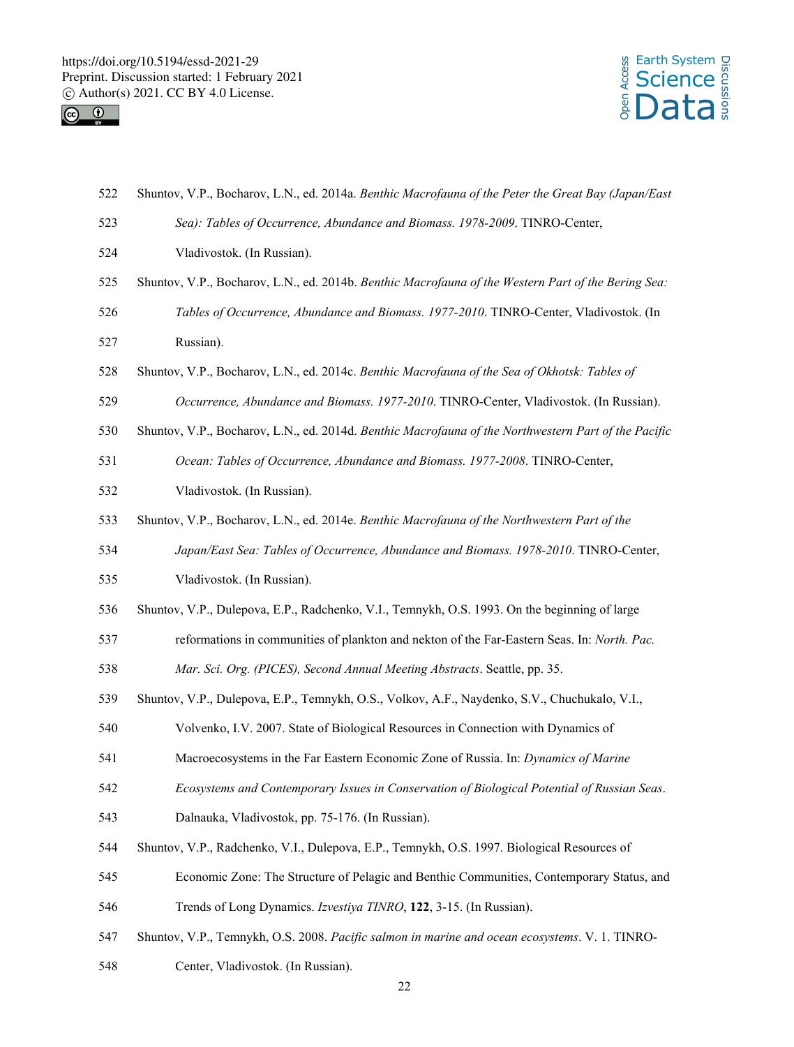Shuntov, V.P., Bocharov, L.N., ed. 2014a. *Benthic Macrofauna of the Peter the Great Bay (Japan/East Sea): Tables of Occurrence, Abundance and Biomass. 1978-2009*. TINRO-Center, Vladivostok. (In Russian).

Shuntov, V.P., Bocharov, L.N., ed. 2014b. *Benthic Macrofauna of the Western Part of the Bering Sea: Tables of Occurrence, Abundance and Biomass. 1977-2010*. TINRO-Center, Vladivostok. (In Russian).

Shuntov, V.P., Bocharov, L.N., ed. 2014c. *Benthic Macrofauna of the Sea of Okhotsk: Tables of Occurrence, Abundance and Biomass. 1977-2010*. TINRO-Center, Vladivostok. (In Russian).

Shuntov, V.P., Bocharov, L.N., ed. 2014d. *Benthic Macrofauna of the Northwestern Part of the Pacific Ocean: Tables of Occurrence, Abundance and Biomass. 1977-2008*. TINRO-Center, Vladivostok. (In Russian).

Shuntov, V.P., Bocharov, L.N., ed. 2014e. *Benthic Macrofauna of the Northwestern Part of the Japan/East Sea: Tables of Occurrence, Abundance and Biomass. 1978-2010*. TINRO-Center, Vladivostok. (In Russian).

Shuntov, V.P., Dulepova, E.P., Radchenko, V.I., Temnykh, O.S. 1993. On the beginning of large reformations in communities of plankton and nekton of the Far-Eastern Seas. In: *North. Pac. Mar. Sci. Org. (PICES), Second Annual Meeting Abstracts*. Seattle, pp. 35.

Shuntov, V.P., Dulepova, E.P., Temnykh, O.S., Volkov, A.F., Naydenko, S.V., Chuchukalo, V.I., Volvenko, I.V. 2007. State of Biological Resources in Connection with Dynamics of Macroecosystems in the Far Eastern Economic Zone of Russia. In: *Dynamics of Marine Ecosystems and Contemporary Issues in Conservation of Biological Potential of Russian Seas*. Dalnauka, Vladivostok, pp. 75-176. (In Russian).

Shuntov, V.P., Radchenko, V.I., Dulepova, E.P., Temnykh, O.S. 1997. Biological Resources of Economic Zone: The Structure of Pelagic and Benthic Communities, Contemporary Status, and Trends of Long Dynamics. *Izvestiya TINRO*, **122**, 3-15. (In Russian).

Shuntov, V.P., Temnykh, O.S. 2008. *Pacific salmon in marine and ocean ecosystems*. V. 1. TINRO-Center, Vladivostok. (In Russian).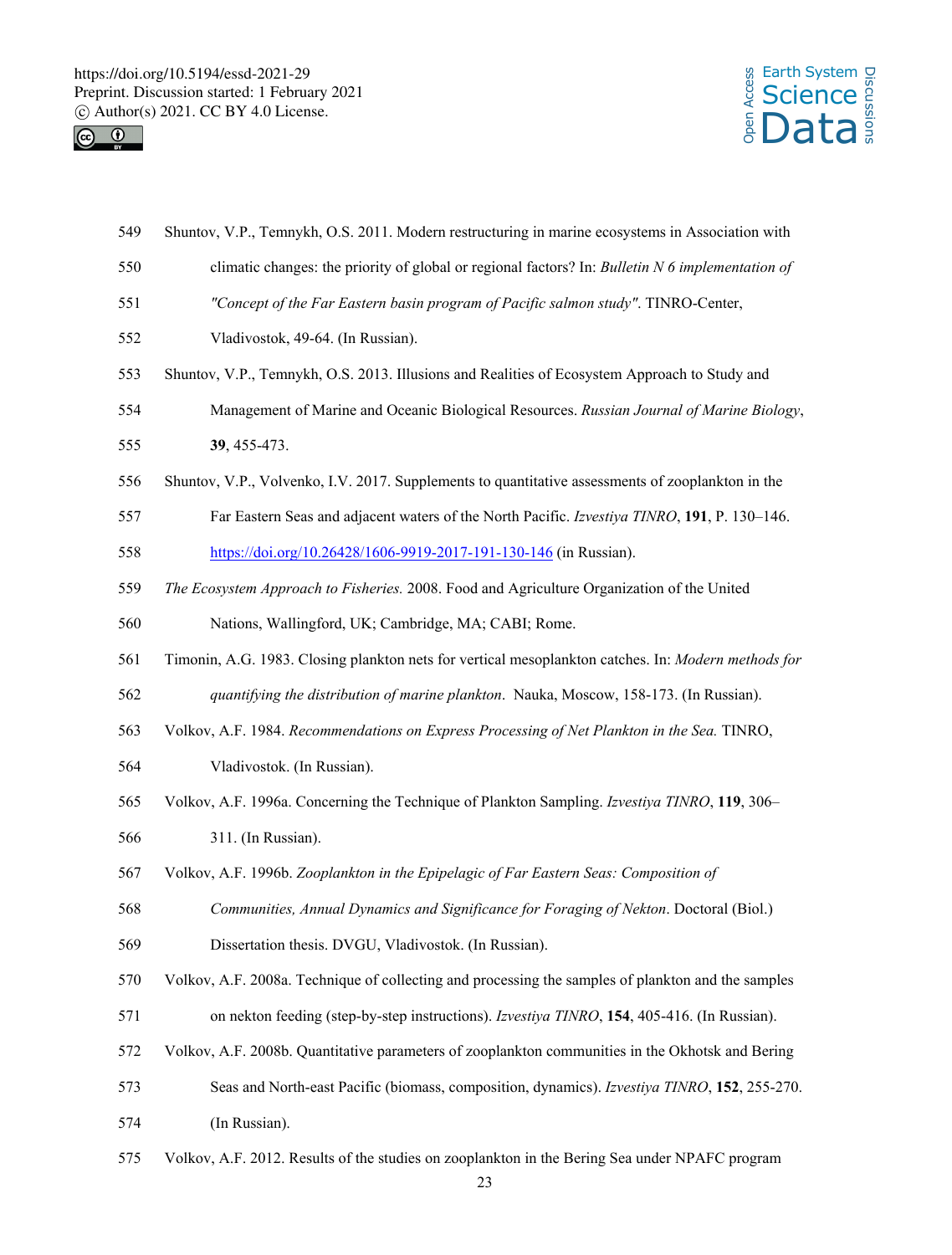Shuntov, V.P., Temnykh, O.S. 2011. Modern restructuring in marine ecosystems in Association with climatic changes: the priority of global or regional factors? In: *Bulletin N 6 implementation of "Concept of the Far Eastern basin program of Pacific salmon study"*. TINRO-Center, Vladivostok, 49-64. (In Russian).

Shuntov, V.P., Temnykh, O.S. 2013. Illusions and Realities of Ecosystem Approach to Study and Management of Marine and Oceanic Biological Resources. *Russian Journal of Marine Biology*, **39**, 455-473.

Shuntov, V.P., Volvenko, I.V. 2017. Supplements to quantitative assessments of zooplankton in the Far Eastern Seas and adjacent waters of the North Pacific. *Izvestiya TINRO*, **191**, P. 130–146. https://doi.org/10.26428/1606-9919-2017-191-130-146 (in Russian).

*The Ecosystem Approach to Fisheries.* 2008. Food and Agriculture Organization of the United Nations, Wallingford, UK; Cambridge, MA; CABI; Rome.

Timonin, A.G. 1983. Closing plankton nets for vertical mesoplankton catches. In: *Modern methods for quantifying the distribution of marine plankton*. Nauka, Moscow, 158-173. (In Russian).

Volkov, A.F. 1984. *Recommendations on Express Processing of Net Plankton in the Sea.* TINRO, Vladivostok. (In Russian).

Volkov, A.F. 1996a. Concerning the Technique of Plankton Sampling. *Izvestiya TINRO*, **119**, 306–311. (In Russian).

Volkov, A.F. 1996b. *Zooplankton in the Epipelagic of Far Eastern Seas: Composition of Communities, Annual Dynamics and Significance for Foraging of Nekton*. Doctoral (Biol.) Dissertation thesis. DVGU, Vladivostok. (In Russian).

Volkov, A.F. 2008a. Technique of collecting and processing the samples of plankton and the samples on nekton feeding (step-by-step instructions). *Izvestiya TINRO*, **154**, 405-416. (In Russian).

Volkov, A.F. 2008b. Quantitative parameters of zooplankton communities in the Okhotsk and Bering Seas and North-east Pacific (biomass, composition, dynamics). *Izvestiya TINRO*, **152**, 255-270. (In Russian).

Volkov, A.F. 2012. Results of the studies on zooplankton in the Bering Sea under NPAFC program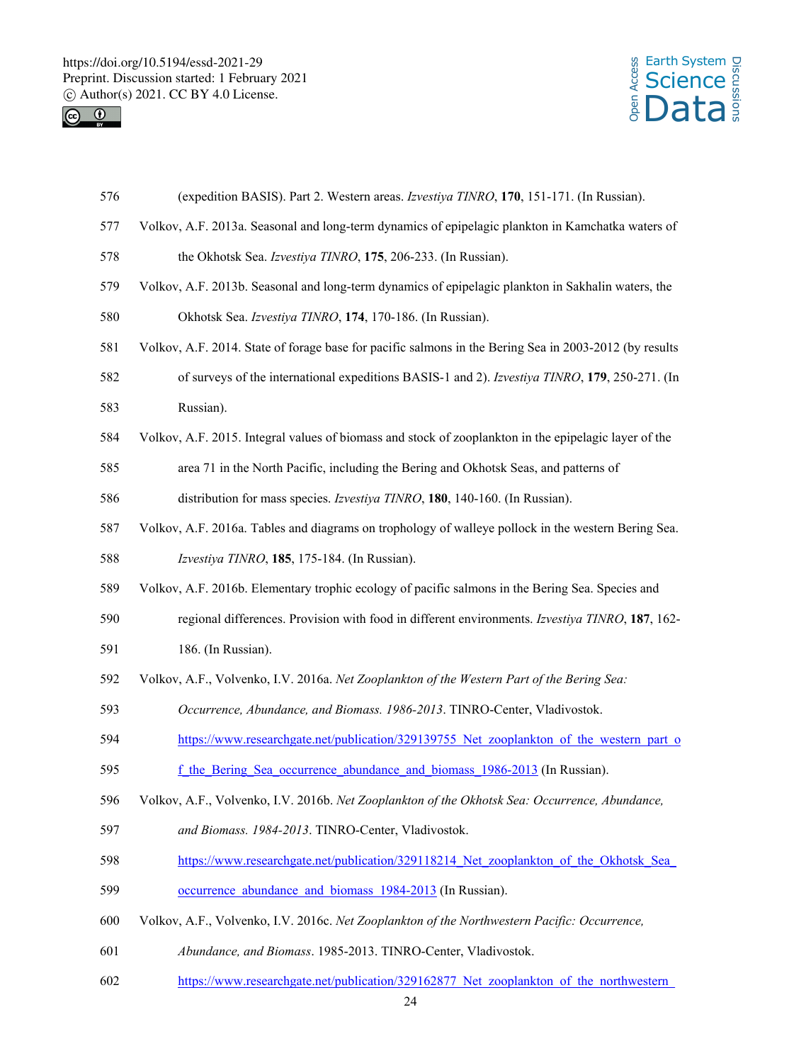(expedition BASIS). Part 2. Western areas. *Izvestiya TINRO*, **170**, 151-171. (In Russian).

Volkov, A.F. 2013a. Seasonal and long-term dynamics of epipelagic plankton in Kamchatka waters of the Okhotsk Sea. *Izvestiya TINRO*, **175**, 206-233. (In Russian).

Volkov, A.F. 2013b. Seasonal and long-term dynamics of epipelagic plankton in Sakhalin waters, the Okhotsk Sea. *Izvestiya TINRO*, **174**, 170-186. (In Russian).

Volkov, A.F. 2014. State of forage base for pacific salmons in the Bering Sea in 2003-2012 (by results of surveys of the international expeditions BASIS-1 and 2). *Izvestiya TINRO*, **179**, 250-271. (In Russian).

Volkov, A.F. 2015. Integral values of biomass and stock of zooplankton in the epipelagic layer of the area 71 in the North Pacific, including the Bering and Okhotsk Seas, and patterns of distribution for mass species. *Izvestiya TINRO*, **180**, 140-160. (In Russian).

Volkov, A.F. 2016a. Tables and diagrams on trophology of walleye pollock in the western Bering Sea. *Izvestiya TINRO*, **185**, 175-184. (In Russian).

Volkov, A.F. 2016b. Elementary trophic ecology of pacific salmons in the Bering Sea. Species and regional differences. Provision with food in different environments. *Izvestiya TINRO*, **187**, 162-186. (In Russian).

Volkov, A.F., Volvenko, I.V. 2016a. *Net Zooplankton of the Western Part of the Bering Sea: Occurrence, Abundance, and Biomass. 1986-2013*. TINRO-Center, Vladivostok. https://www.researchgate.net/publication/329139755_Net_zooplankton_of_the_western_part_of_the_Bering_Sea_occurrence_abundance_and_biomass_1986-2013 (In Russian).

Volkov, A.F., Volvenko, I.V. 2016b. *Net Zooplankton of the Okhotsk Sea: Occurrence, Abundance, and Biomass. 1984-2013*. TINRO-Center, Vladivostok. https://www.researchgate.net/publication/329118214_Net_zooplankton_of_the_Okhotsk_Sea_occurrence_abundance_and_biomass_1984-2013 (In Russian).

Volkov, A.F., Volvenko, I.V. 2016c. *Net Zooplankton of the Northwestern Pacific: Occurrence, Abundance, and Biomass*. 1985-2013. TINRO-Center, Vladivostok. https://www.researchgate.net/publication/329162877_Net_zooplankton_of_the_northwestern_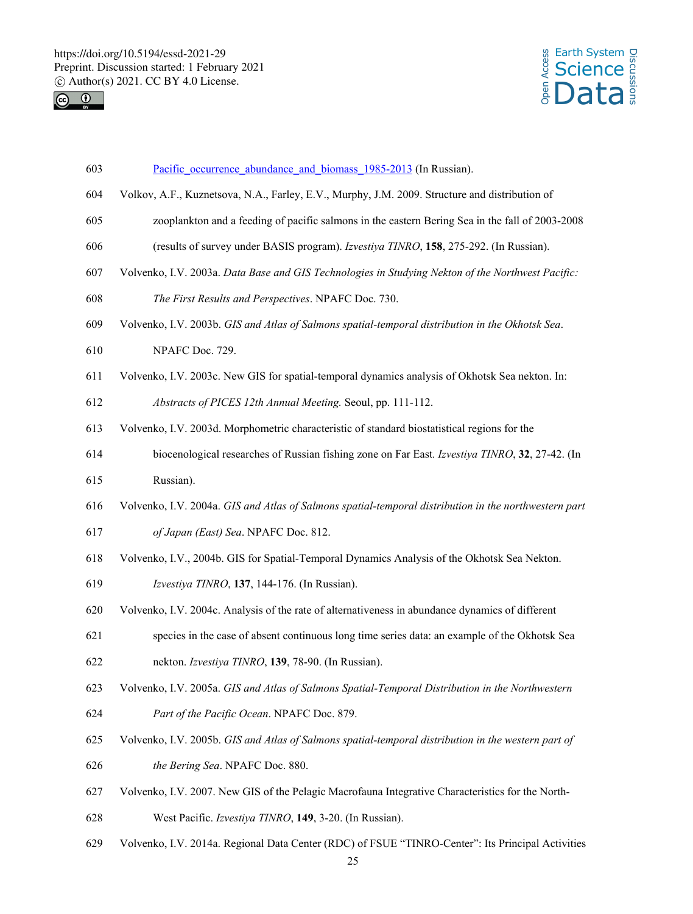Pacific_occurrence_abundance_and_biomass_1985-2013 (In Russian).

Volkov, A.F., Kuznetsova, N.A., Farley, E.V., Murphy, J.M. 2009. Structure and distribution of zooplankton and a feeding of pacific salmons in the eastern Bering Sea in the fall of 2003-2008 (results of survey under BASIS program). *Izvestiya TINRO*, **158**, 275-292. (In Russian).

Volvenko, I.V. 2003a. *Data Base and GIS Technologies in Studying Nekton of the Northwest Pacific: The First Results and Perspectives*. NPAFC Doc. 730.

Volvenko, I.V. 2003b. *GIS and Atlas of Salmons spatial-temporal distribution in the Okhotsk Sea*. NPAFC Doc. 729.

Volvenko, I.V. 2003c. New GIS for spatial-temporal dynamics analysis of Okhotsk Sea nekton. In: *Abstracts of PICES 12th Annual Meeting.* Seoul, pp. 111-112.

Volvenko, I.V. 2003d. Morphometric characteristic of standard biostatistical regions for the biocenological researches of Russian fishing zone on Far East*. Izvestiya TINRO*, **32**, 27-42. (In Russian).

Volvenko, I.V. 2004a. *GIS and Atlas of Salmons spatial-temporal distribution in the northwestern part of Japan (East) Sea*. NPAFC Doc. 812.

Volvenko, I.V., 2004b. GIS for Spatial-Temporal Dynamics Analysis of the Okhotsk Sea Nekton. *Izvestiya TINRO*, **137**, 144-176. (In Russian).

Volvenko, I.V. 2004c. Analysis of the rate of alternativeness in abundance dynamics of different species in the case of absent continuous long time series data: an example of the Okhotsk Sea nekton. *Izvestiya TINRO*, **139**, 78-90. (In Russian).

Volvenko, I.V. 2005a. *GIS and Atlas of Salmons Spatial-Temporal Distribution in the Northwestern Part of the Pacific Ocean*. NPAFC Doc. 879.

Volvenko, I.V. 2005b. *GIS and Atlas of Salmons spatial-temporal distribution in the western part of the Bering Sea*. NPAFC Doc. 880.

Volvenko, I.V. 2007. New GIS of the Pelagic Macrofauna Integrative Characteristics for the North-West Pacific. *Izvestiya TINRO*, **149**, 3-20. (In Russian).

Volvenko, I.V. 2014a. Regional Data Center (RDC) of FSUE "TINRO-Center": Its Principal Activities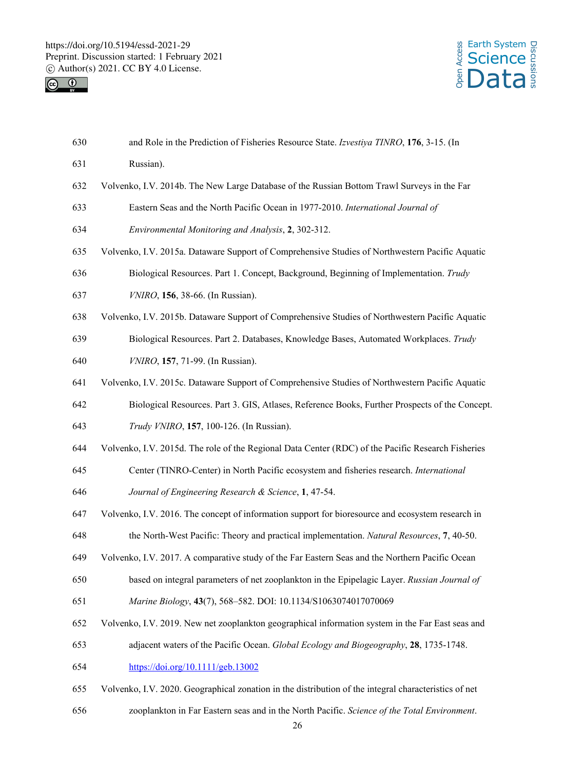and Role in the Prediction of Fisheries Resource State. *Izvestiya TINRO*, **176**, 3-15. (In Russian).

Volvenko, I.V. 2014b. The New Large Database of the Russian Bottom Trawl Surveys in the Far Eastern Seas and the North Pacific Ocean in 1977-2010. *International Journal of Environmental Monitoring and Analysis*, **2**, 302-312.

Volvenko, I.V. 2015a. Dataware Support of Comprehensive Studies of Northwestern Pacific Aquatic Biological Resources. Part 1. Concept, Background, Beginning of Implementation. *Trudy VNIRO*, **156**, 38-66. (In Russian).

Volvenko, I.V. 2015b. Dataware Support of Comprehensive Studies of Northwestern Pacific Aquatic Biological Resources. Part 2. Databases, Knowledge Bases, Automated Workplaces. *Trudy VNIRO*, **157**, 71-99. (In Russian).

Volvenko, I.V. 2015c. Dataware Support of Comprehensive Studies of Northwestern Pacific Aquatic Biological Resources. Part 3. GIS, Atlases, Reference Books, Further Prospects of the Concept. *Trudy VNIRO*, **157**, 100-126. (In Russian).

Volvenko, I.V. 2015d. The role of the Regional Data Center (RDC) of the Pacific Research Fisheries Center (TINRO-Center) in North Pacific ecosystem and fisheries research. *International Journal of Engineering Research & Science*, **1**, 47-54.

Volvenko, I.V. 2016. The concept of information support for bioresource and ecosystem research in the North-West Pacific: Theory and practical implementation. *Natural Resources*, **7**, 40-50.

Volvenko, I.V. 2017. A comparative study of the Far Eastern Seas and the Northern Pacific Ocean based on integral parameters of net zooplankton in the Epipelagic Layer. *Russian Journal of Marine Biology*, **43**(7), 568–582. DOI: 10.1134/S1063074017070069

Volvenko, I.V. 2019. New net zooplankton geographical information system in the Far East seas and adjacent waters of the Pacific Ocean. *Global Ecology and Biogeography*, **28**, 1735-1748. https://doi.org/10.1111/geb.13002

Volvenko, I.V. 2020. Geographical zonation in the distribution of the integral characteristics of net zooplankton in Far Eastern seas and in the North Pacific. *Science of the Total Environment*.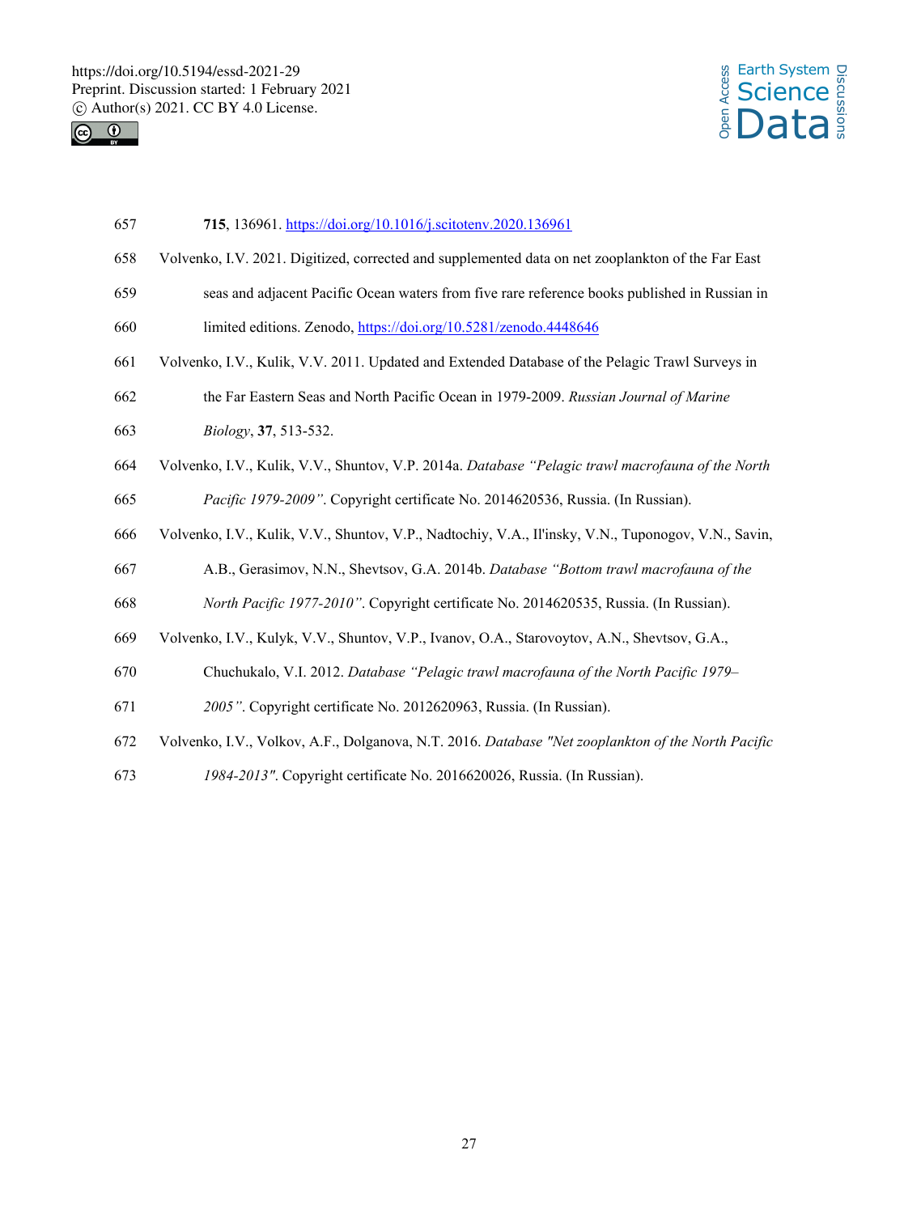**715**, 136961. https://doi.org/10.1016/j.scitotenv.2020.136961

Volvenko, I.V. 2021. Digitized, corrected and supplemented data on net zooplankton of the Far East seas and adjacent Pacific Ocean waters from five rare reference books published in Russian in limited editions. Zenodo, https://doi.org/10.5281/zenodo.4448646

Volvenko, I.V., Kulik, V.V. 2011. Updated and Extended Database of the Pelagic Trawl Surveys in the Far Eastern Seas and North Pacific Ocean in 1979-2009. *Russian Journal of Marine Biology*, **37**, 513-532.

Volvenko, I.V., Kulik, V.V., Shuntov, V.P. 2014a. *Database "Pelagic trawl macrofauna of the North Pacific 1979-2009"*. Copyright certificate No. 2014620536, Russia. (In Russian).

Volvenko, I.V., Kulik, V.V., Shuntov, V.P., Nadtochiy, V.A., Il'insky, V.N., Tuponogov, V.N., Savin, A.B., Gerasimov, N.N., Shevtsov, G.A. 2014b. *Database "Bottom trawl macrofauna of the North Pacific 1977-2010"*. Copyright certificate No. 2014620535, Russia. (In Russian).

Volvenko, I.V., Kulyk, V.V., Shuntov, V.P., Ivanov, O.A., Starovoytov, A.N., Shevtsov, G.A., Chuchukalo, V.I. 2012. *Database "Pelagic trawl macrofauna of the North Pacific 1979–2005"*. Copyright certificate No. 2012620963, Russia. (In Russian).

Volvenko, I.V., Volkov, A.F., Dolganova, N.T. 2016. *Database "Net zooplankton of the North Pacific 1984-2013"*. Copyright certificate No. 2016620026, Russia. (In Russian).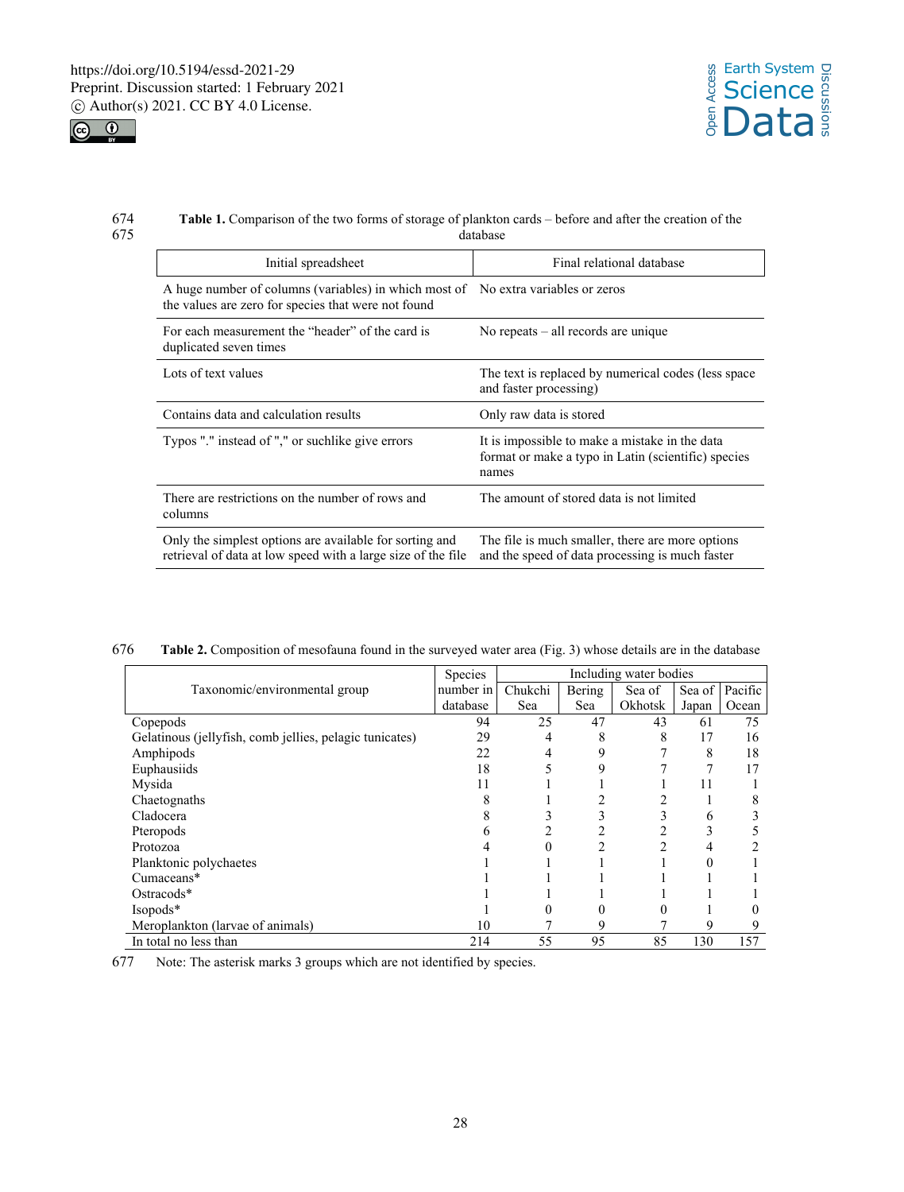**Table 1.** Comparison of the two forms of storage of plankton cards – before and after the creation of the database

| Initial spreadsheet | Final relational database |
|---|---|
| A huge number of columns (variables) in which most of the values are zero for species that were not found | No extra variables or zeros |
| For each measurement the "header" of the card is duplicated seven times | No repeats – all records are unique |
| Lots of text values | The text is replaced by numerical codes (less space and faster processing) |
| Contains data and calculation results | Only raw data is stored |
| Typos "." instead of "," or suchlike give errors | It is impossible to make a mistake in the data format or make a typo in Latin (scientific) species names |
| There are restrictions on the number of rows and columns | The amount of stored data is not limited |
| Only the simplest options are available for sorting and retrieval of data at low speed with a large size of the file | The file is much smaller, there are more options and the speed of data processing is much faster |

**Table 2.** Composition of mesofauna found in the surveyed water area (Fig. 3) whose details are in the database

| Taxonomic/environmental group | Species number in database | Including water bodies | | | | |
|---|---|---|---|---|---|---|
| | | Chukchi Sea | Bering Sea | Sea of Okhotsk | Sea of Japan | Pacific Ocean |
| Copepods | 94 | 25 | 47 | 43 | 61 | 75 |
| Gelatinous (jellyfish, comb jellies, pelagic tunicates) | 29 | 4 | 8 | 8 | 17 | 16 |
| Amphipods | 22 | 4 | 9 | 7 | 8 | 18 |
| Euphausiids | 18 | 5 | 9 | 7 | 7 | 17 |
| Mysida | 11 | 1 | 1 | 1 | 11 | 1 |
| Chaetognaths | 8 | 1 | 2 | 2 | 1 | 8 |
| Cladocera | 8 | 3 | 3 | 3 | 6 | 3 |
| Pteropods | 6 | 2 | 2 | 2 | 3 | 5 |
| Protozoa | 4 | 0 | 2 | 2 | 4 | 2 |
| Planktonic polychaetes | 1 | 1 | 1 | 1 | 0 | 1 |
| Cumaceans* | 1 | 1 | 1 | 1 | 1 | 1 |
| Ostracods* | 1 | 1 | 1 | 1 | 1 | 1 |
| Isopods* | 1 | 0 | 0 | 0 | 1 | 0 |
| Meroplankton (larvae of animals) | 10 | 7 | 9 | 7 | 9 | 9 |
| In total no less than | 214 | 55 | 95 | 85 | 130 | 157 |

Note: The asterisk marks 3 groups which are not identified by species.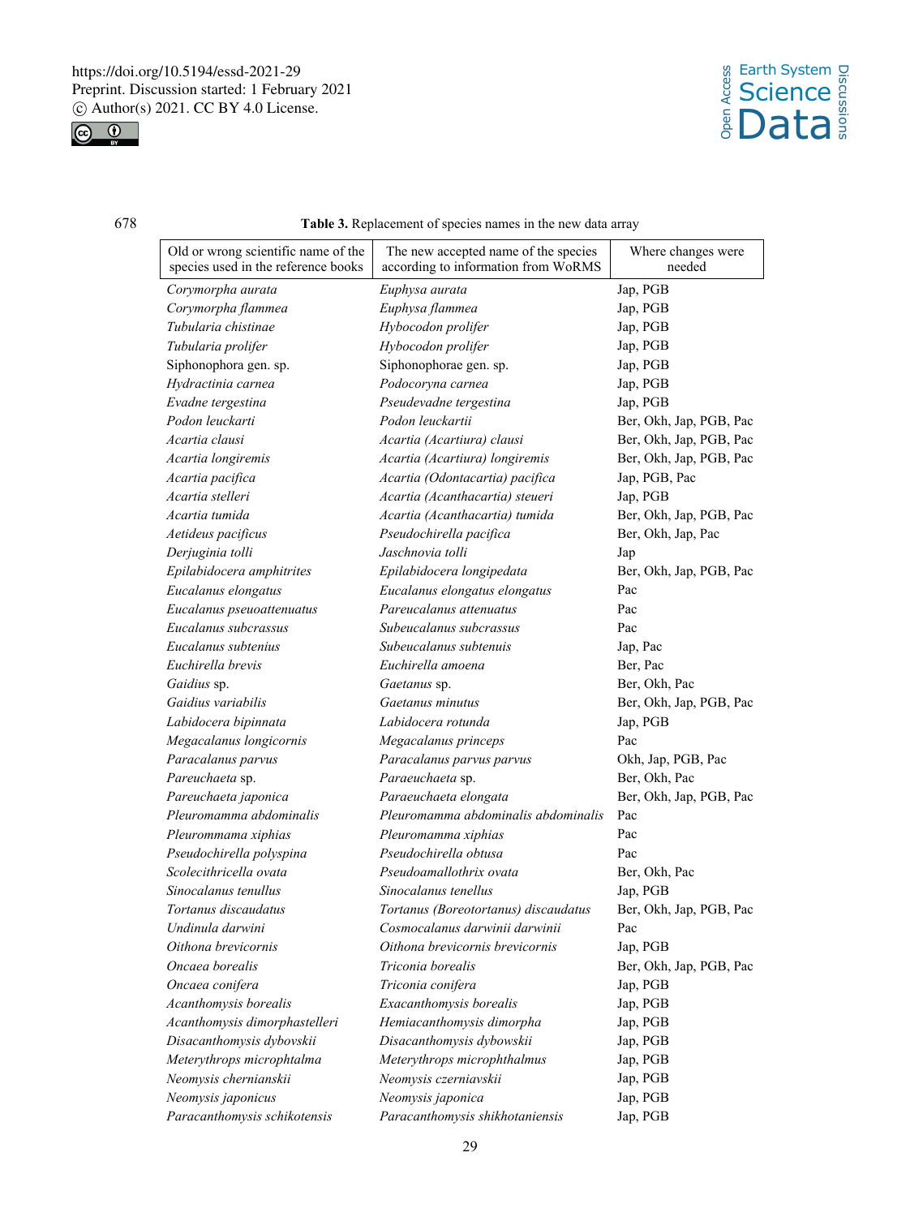678

**Table 3.** Replacement of species names in the new data array

| Old or wrong scientific name of the species used in the reference books | The new accepted name of the species according to information from WoRMS | Where changes were needed |
|---|---|---|
| *Corymorpha aurata* | *Euphysa aurata* | Jap, PGB |
| *Corymorpha flammea* | *Euphysa flammea* | Jap, PGB |
| *Tubularia chistinae* | *Hybocodon prolifer* | Jap, PGB |
| *Tubularia prolifer* | *Hybocodon prolifer* | Jap, PGB |
| Siphonophora gen. sp. | Siphonophorae gen. sp. | Jap, PGB |
| *Hydractinia carnea* | *Podocoryna carnea* | Jap, PGB |
| *Evadne tergestina* | *Pseudevadne tergestina* | Jap, PGB |
| *Podon leuckarti* | *Podon leuckartii* | Ber, Okh, Jap, PGB, Pac |
| *Acartia clausi* | *Acartia (Acartiura) clausi* | Ber, Okh, Jap, PGB, Pac |
| *Acartia longiremis* | *Acartia (Acartiura) longiremis* | Ber, Okh, Jap, PGB, Pac |
| *Acartia pacifica* | *Acartia (Odontacartia) pacifica* | Jap, PGB, Pac |
| *Acartia stelleri* | *Acartia (Acanthacartia) steueri* | Jap, PGB |
| *Acartia tumida* | *Acartia (Acanthacartia) tumida* | Ber, Okh, Jap, PGB, Pac |
| *Aetideus pacificus* | *Pseudochirella pacifica* | Ber, Okh, Jap, Pac |
| *Derjuginia tolli* | *Jaschnovia tolli* | Jap |
| *Epilabidocera amphitrites* | *Epilabidocera longipedata* | Ber, Okh, Jap, PGB, Pac |
| *Eucalanus elongatus* | *Eucalanus elongatus elongatus* | Pac |
| *Eucalanus pseuoattenuatus* | *Pareucalanus attenuatus* | Pac |
| *Eucalanus subcrassus* | *Subeucalanus subcrassus* | Pac |
| *Eucalanus subtenius* | *Subeucalanus subtenuis* | Jap, Pac |
| *Euchirella brevis* | *Euchirella amoena* | Ber, Pac |
| *Gaidius* sp. | *Gaetanus* sp. | Ber, Okh, Pac |
| *Gaidius variabilis* | *Gaetanus minutus* | Ber, Okh, Jap, PGB, Pac |
| *Labidocera bipinnata* | *Labidocera rotunda* | Jap, PGB |
| *Megacalanus longicornis* | *Megacalanus princeps* | Pac |
| *Paracalanus parvus* | *Paracalanus parvus parvus* | Okh, Jap, PGB, Pac |
| *Pareuchaeta* sp. | *Paraeuchaeta* sp. | Ber, Okh, Pac |
| *Pareuchaeta japonica* | *Paraeuchaeta elongata* | Ber, Okh, Jap, PGB, Pac |
| *Pleuromamma abdominalis* | *Pleuromamma abdominalis abdominalis* | Pac |
| *Pleurommama xiphias* | *Pleuromamma xiphias* | Pac |
| *Pseudochirella polyspina* | *Pseudochirella obtusa* | Pac |
| *Scolecithricella ovata* | *Pseudoamallothrix ovata* | Ber, Okh, Pac |
| *Sinocalanus tenullus* | *Sinocalanus tenellus* | Jap, PGB |
| *Tortanus discaudatus* | *Tortanus (Boreotortanus) discaudatus* | Ber, Okh, Jap, PGB, Pac |
| *Undinula darwini* | *Cosmocalanus darwinii darwinii* | Pac |
| *Oithona brevicornis* | *Oithona brevicornis brevicornis* | Jap, PGB |
| *Oncaea borealis* | *Triconia borealis* | Ber, Okh, Jap, PGB, Pac |
| *Oncaea conifera* | *Triconia conifera* | Jap, PGB |
| *Acanthomysis borealis* | *Exacanthomysis borealis* | Jap, PGB |
| *Acanthomysis dimorphastelleri* | *Hemiacanthomysis dimorpha* | Jap, PGB |
| *Disacanthomysis dybovskii* | *Disacanthomysis dybowskii* | Jap, PGB |
| *Meterythrops microphtalma* | *Meterythrops microphthalmus* | Jap, PGB |
| *Neomysis chernianskii* | *Neomysis czerniavskii* | Jap, PGB |
| *Neomysis japonicus* | *Neomysis japonica* | Jap, PGB |
| *Paracanthomysis schikotensis* | *Paracanthomysis shikhotaniensis* | Jap, PGB |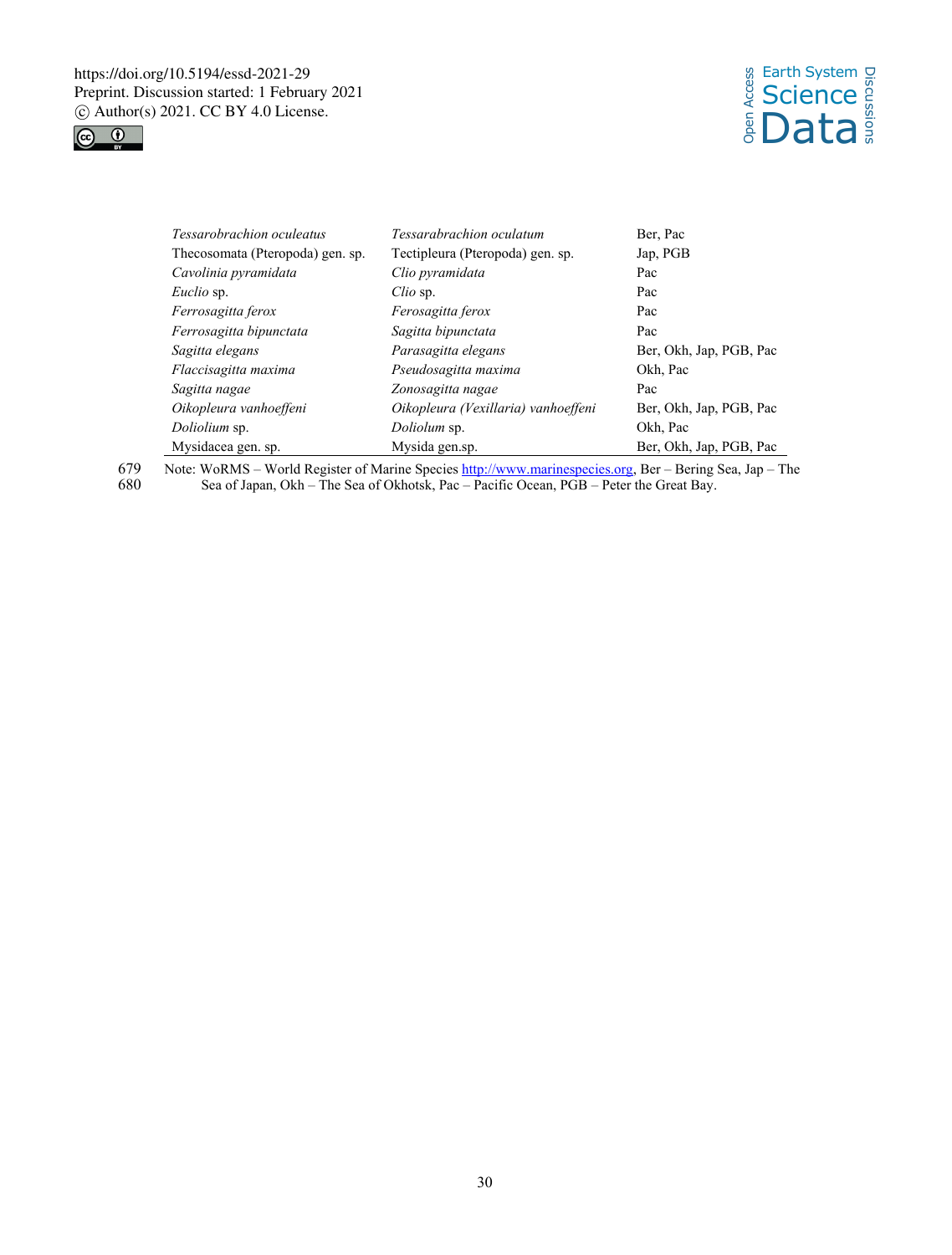| | | |
|---|---|---|
| *Tessarobrachion oculeatus* | *Tessarabrachion oculatum* | Ber, Pac |
| Thecosomata (Pteropoda) gen. sp. | Tectipleura (Pteropoda) gen. sp. | Jap, PGB |
| *Cavolinia pyramidata* | *Clio pyramidata* | Pac |
| *Euclio* sp. | *Clio* sp. | Pac |
| *Ferrosagitta ferox* | *Ferosagitta ferox* | Pac |
| *Ferrosagitta bipunctata* | *Sagitta bipunctata* | Pac |
| *Sagitta elegans* | *Parasagitta elegans* | Ber, Okh, Jap, PGB, Pac |
| *Flaccisagitta maxima* | *Pseudosagitta maxima* | Okh, Pac |
| *Sagitta nagae* | *Zonosagitta nagae* | Pac |
| *Oikopleura vanhoeffeni* | *Oikopleura (Vexillaria) vanhoeffeni* | Ber, Okh, Jap, PGB, Pac |
| *Doliolium* sp. | *Doliolum* sp. | Okh, Pac |
| Mysidacea gen. sp. | Mysida gen.sp. | Ber, Okh, Jap, PGB, Pac |

679 Note: WoRMS – World Register of Marine Species http://www.marinespecies.org, Ber – Bering Sea, Jap – The
680 Sea of Japan, Okh – The Sea of Okhotsk, Pac – Pacific Ocean, PGB – Peter the Great Bay.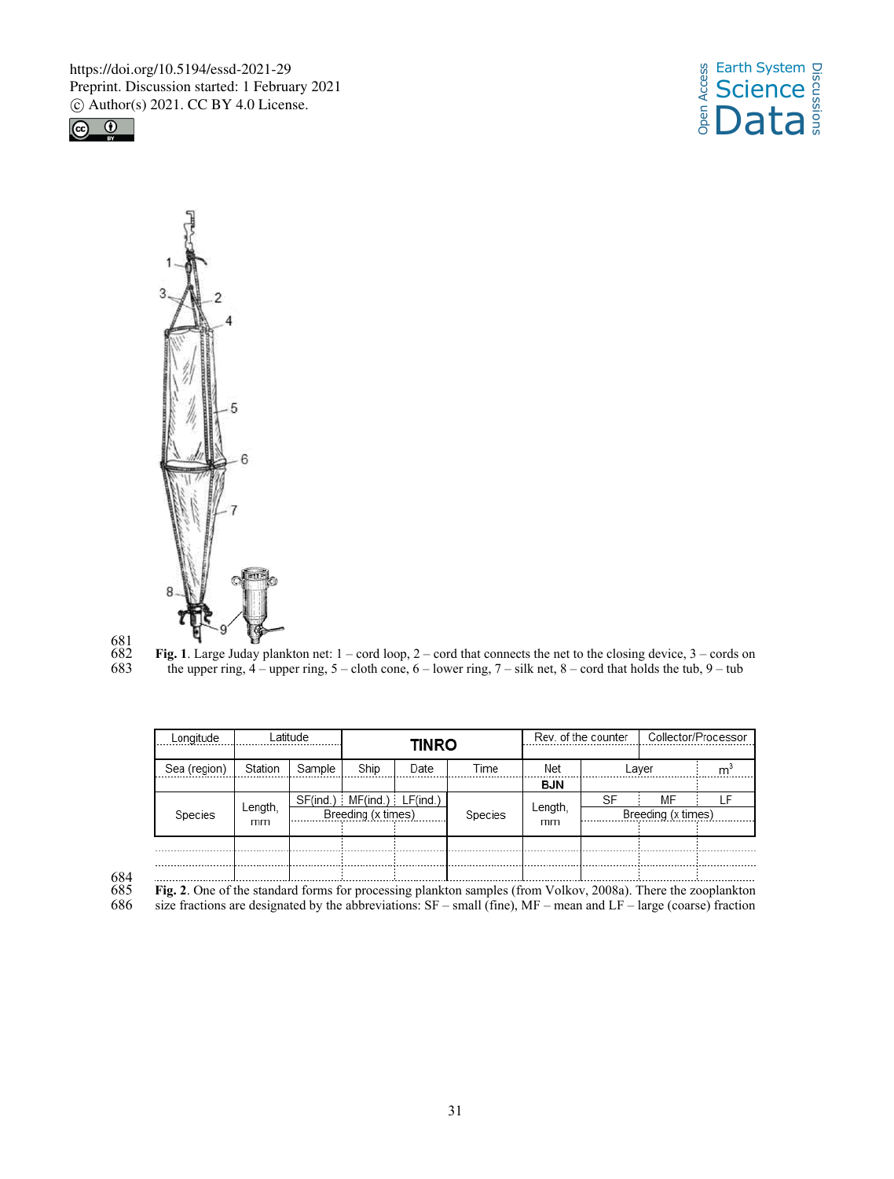**Fig. 1**. Large Juday plankton net: 1 – cord loop, 2 – cord that connects the net to the closing device, 3 – cords on the upper ring, 4 – upper ring, 5 – cloth cone, 6 – lower ring, 7 – silk net, 8 – cord that holds the tub, 9 – tub

| Longitude | Latitude | | TINRO | | | Rev. of the counter | Collector/Processor | | |
|---|---|---|---|---|---|---|---|---|---|
| | | | | | | | | | |
| Sea (region) | Station | Sample | Ship | Date | Time | Net | Layer | | $m^3$ |
| | | | | | | BJN | | | |
| Species | Length, mm | SF(ind.) | MF(ind.) | LF(ind.) | Species | Length, mm | SF | MF | LF |
| | | Breeding (x times) | | | | | Breeding (x times) | | |
| | | | | | | | | | |
| | | | | | | | | | |

**Fig. 2**. One of the standard forms for processing plankton samples (from Volkov, 2008a). There the zooplankton size fractions are designated by the abbreviations: SF – small (fine), MF – mean and LF – large (coarse) fraction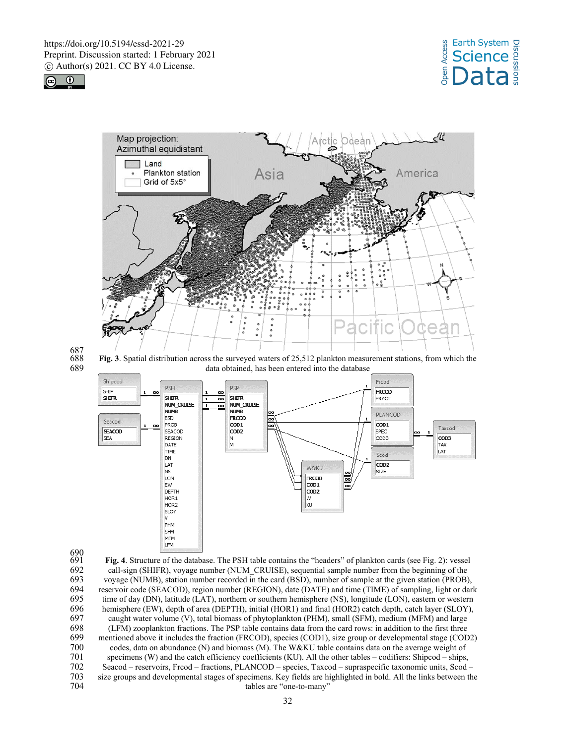**Fig. 3**. Spatial distribution across the surveyed waters of 25,512 plankton measurement stations, from which the data obtained, has been entered into the database

**Fig. 4**. Structure of the database. The PSH table contains the "headers" of plankton cards (see Fig. 2): vessel call-sign (SHIFR), voyage number (NUM_CRUISE), sequential sample number from the beginning of the voyage (NUMB), station number recorded in the card (BSD), number of sample at the given station (PROB), reservoir code (SEACOD), region number (REGION), date (DATE) and time (TIME) of sampling, light or dark time of day (DN), latitude (LAT), northern or southern hemisphere (NS), longitude (LON), eastern or western hemisphere (EW), depth of area (DEPTH), initial (HOR1) and final (HOR2) catch depth, catch layer (SLOY), caught water volume (V), total biomass of phytoplankton (PHM), small (SFM), medium (MFM) and large (LFM) zooplankton fractions. The PSP table contains data from the card rows: in addition to the first three mentioned above it includes the fraction (FRCOD), species (COD1), size group or developmental stage (COD2) codes, data on abundance (N) and biomass (M). The W&KU table contains data on the average weight of specimens (W) and the catch efficiency coefficients (KU). All the other tables – codifiers: Shipcod – ships, Seacod – reservoirs, Frcod – fractions, PLANCOD – species, Taxcod – supraspecific taxonomic units, Scod – size groups and developmental stages of specimens. Key fields are highlighted in bold. All the links between the tables are "one-to-many"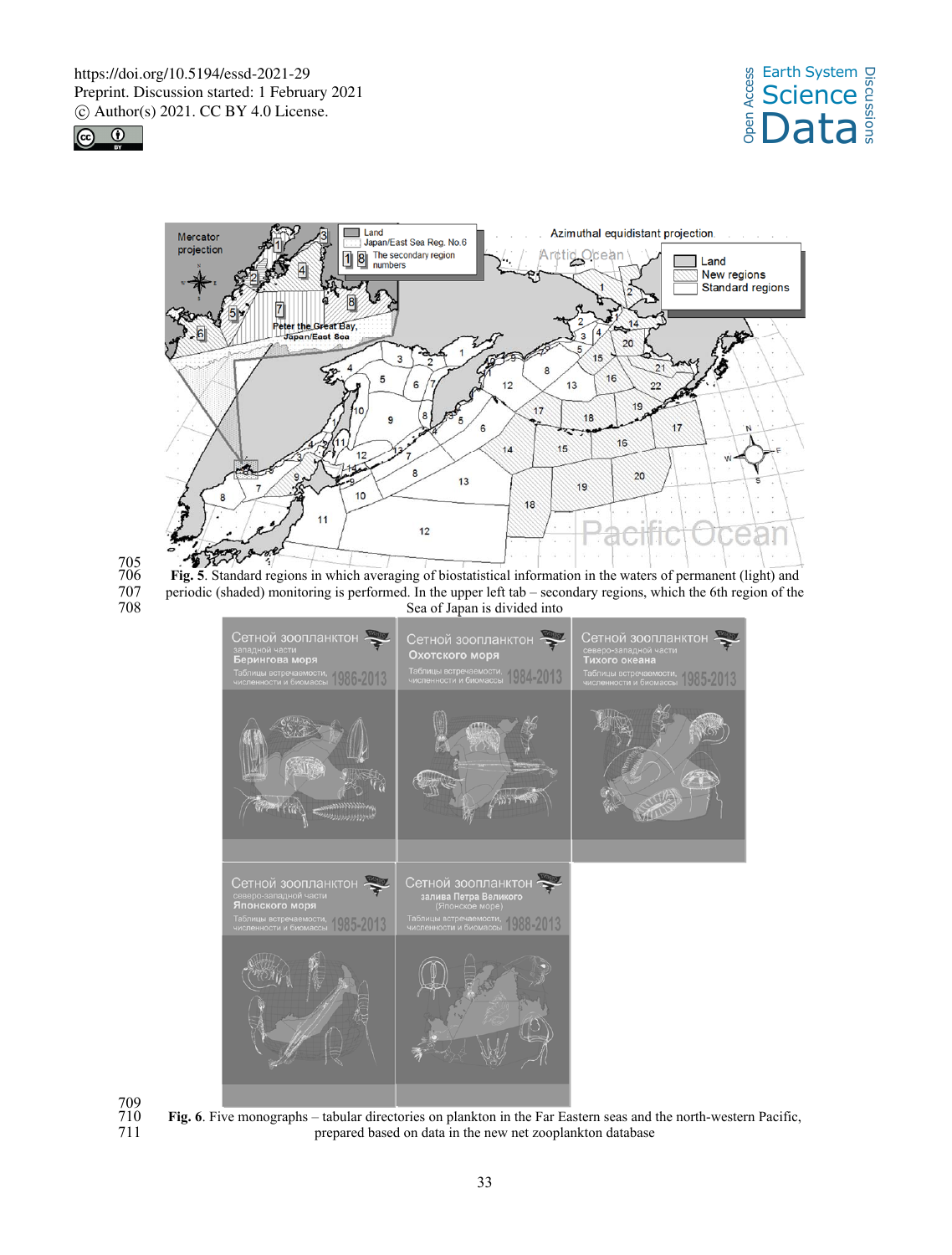**Fig. 5**. Standard regions in which averaging of biostatistical information in the waters of permanent (light) and periodic (shaded) monitoring is performed. In the upper left tab – secondary regions, which the 6th region of the Sea of Japan is divided into

**Fig. 6**. Five monographs – tabular directories on plankton in the Far Eastern seas and the north-western Pacific, prepared based on data in the new net zooplankton database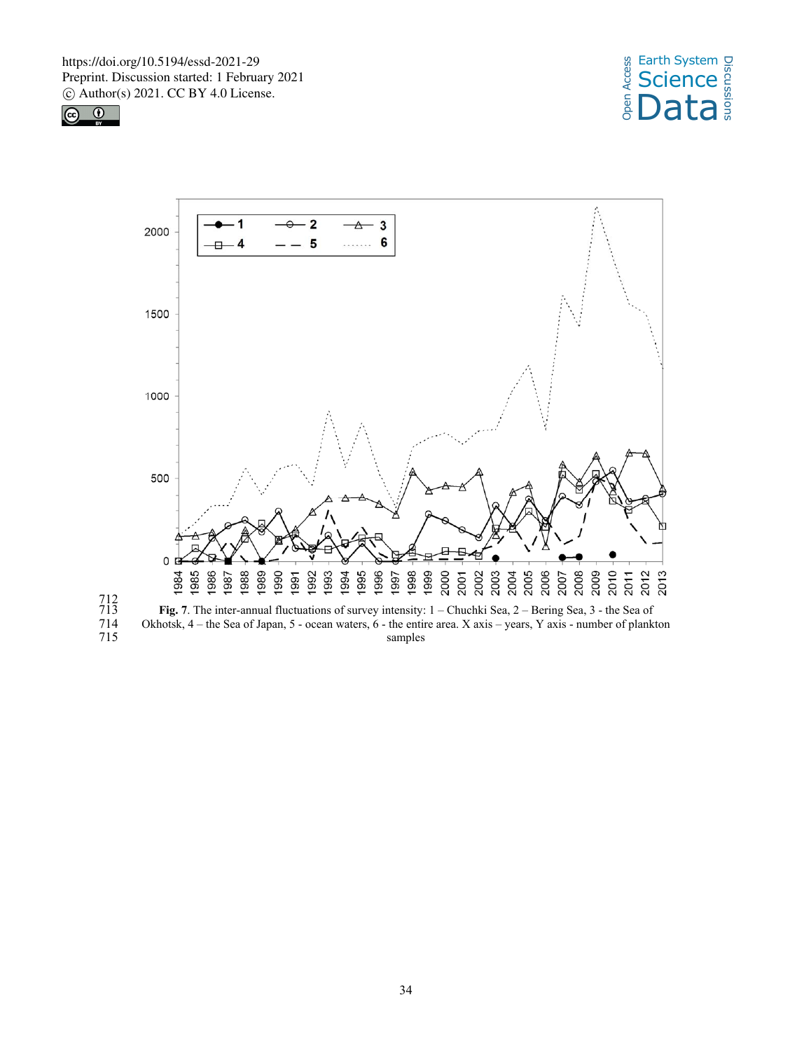2000

1500

1000

500

0

1 2 3 4 5 6

1984 1985 1986 1987 1988 1989 1990 1991 1992 1993 1994 1995 1996 1997 1998 1999 2000 2001 2002 2003 2004 2005 2006 2007 2008 2009 2010 2011 2012 2013

**Fig. 7**. The inter-annual fluctuations of survey intensity: 1 – Chuchki Sea, 2 – Bering Sea, 3 - the Sea of Okhotsk, 4 – the Sea of Japan, 5 - ocean waters, 6 - the entire area. X axis – years, Y axis - number of plankton samples